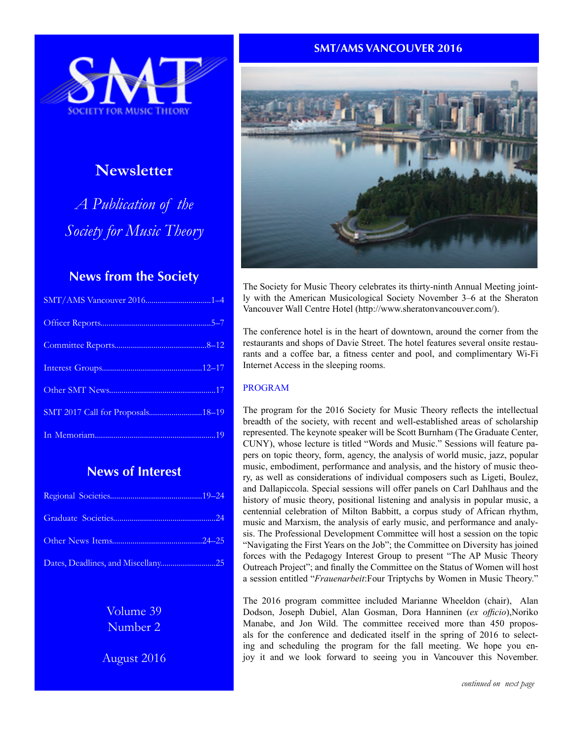# SMT

SOCIETY FOR MUSIC THEORY

## Newsletter

*A Publication of the Society for Music Theory*

### News from the Society

SMT/AMS Vancouver 2016................................1–4

Officer Reports.....................................................5–7

Committee Reports............................................8–12

Interest Groups................................................12–17

Other SMT News...................................................17

SMT 2017 Call for Proposals..........................18–19

In Memoriam..........................................................19

### News of Interest

Regional Societies............................................19–24

Graduate Societies.................................................24

Other News Items...........................................24–25

Dates, Deadlines, and Miscellany...........................25

Volume 39
Number 2

August 2016

## SMT/AMS VANCOUVER 2016

The Society for Music Theory celebrates its thirty-ninth Annual Meeting jointly with the American Musicological Society November 3–6 at the Sheraton Vancouver Wall Centre Hotel (http://www.sheratonvancouver.com/).

The conference hotel is in the heart of downtown, around the corner from the restaurants and shops of Davie Street. The hotel features several onsite restaurants and a coffee bar, a fitness center and pool, and complimentary Wi-Fi Internet Access in the sleeping rooms.

### PROGRAM

The program for the 2016 Society for Music Theory reflects the intellectual breadth of the society, with recent and well-established areas of scholarship represented. The keynote speaker will be Scott Burnham (The Graduate Center, CUNY), whose lecture is titled "Words and Music." Sessions will feature papers on topic theory, form, agency, the analysis of world music, jazz, popular music, embodiment, performance and analysis, and the history of music theory, as well as considerations of individual composers such as Ligeti, Boulez, and Dallapiccola. Special sessions will offer panels on Carl Dahlhaus and the history of music theory, positional listening and analysis in popular music, a centennial celebration of Milton Babbitt, a corpus study of African rhythm, music and Marxism, the analysis of early music, and performance and analysis. The Professional Development Committee will host a session on the topic "Navigating the First Years on the Job"; the Committee on Diversity has joined forces with the Pedagogy Interest Group to present "The AP Music Theory Outreach Project"; and finally the Committee on the Status of Women will host a session entitled "*Frauenarbeit*:Four Triptychs by Women in Music Theory."

The 2016 program committee included Marianne Wheeldon (chair), Alan Dodson, Joseph Dubiel, Alan Gosman, Dora Hanninen (*ex officio*),Noriko Manabe, and Jon Wild. The committee received more than 450 proposals for the conference and dedicated itself in the spring of 2016 to selecting and scheduling the program for the fall meeting. We hope you enjoy it and we look forward to seeing you in Vancouver this November.

*continued on next page*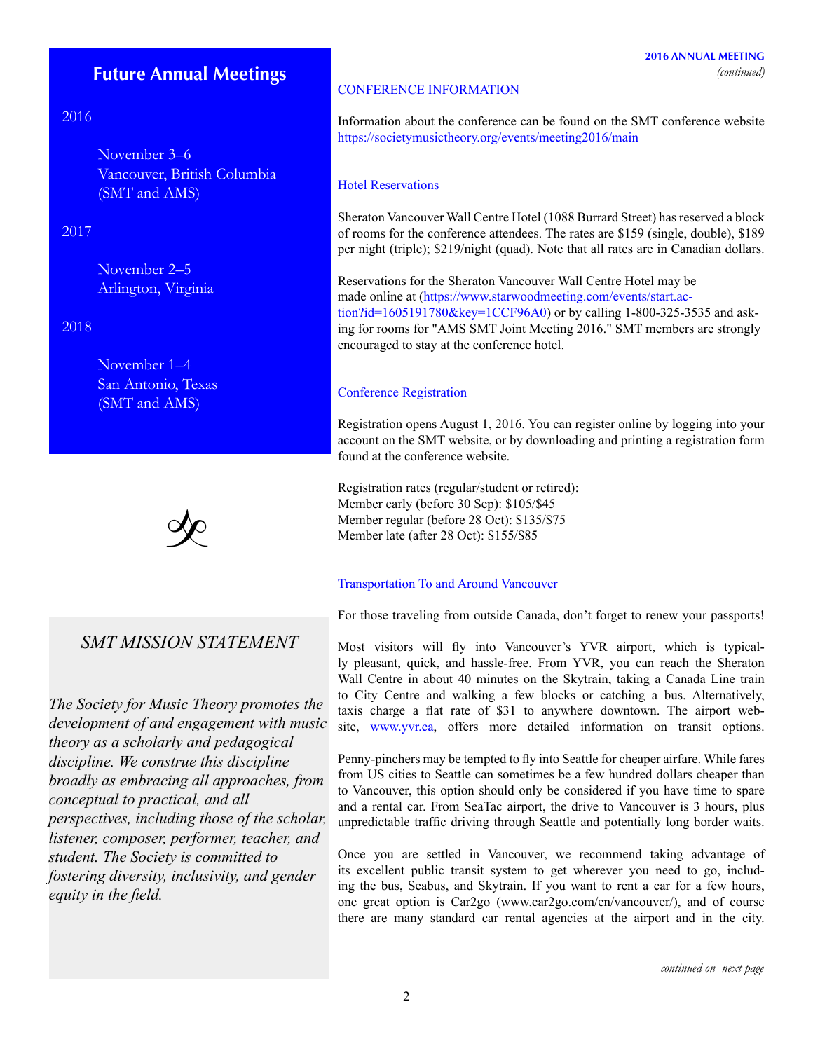## Future Annual Meetings

2016

November 3–6
Vancouver, British Columbia
(SMT and AMS)

2017

November 2–5
Arlington, Virginia

2018

November 1–4
San Antonio, Texas
(SMT and AMS)

## *SMT MISSION STATEMENT*

*The Society for Music Theory promotes the development of and engagement with music theory as a scholarly and pedagogical discipline. We construe this discipline broadly as embracing all approaches, from conceptual to practical, and all perspectives, including those of the scholar, listener, composer, performer, teacher, and student. The Society is committed to fostering diversity, inclusivity, and gender equity in the field.*

**2016 ANNUAL MEETING**
*(continued)*

### CONFERENCE INFORMATION

Information about the conference can be found on the SMT conference website https://societymusictheory.org/events/meeting2016/main

### Hotel Reservations

Sheraton Vancouver Wall Centre Hotel (1088 Burrard Street) has reserved a block of rooms for the conference attendees. The rates are $159 (single, double), $189 per night (triple); $219/night (quad). Note that all rates are in Canadian dollars.

Reservations for the Sheraton Vancouver Wall Centre Hotel may be made online at (https://www.starwoodmeeting.com/events/start.action?id=1605191780&key=1CCF96A0) or by calling 1-800-325-3535 and asking for rooms for "AMS SMT Joint Meeting 2016." SMT members are strongly encouraged to stay at the conference hotel.

### Conference Registration

Registration opens August 1, 2016. You can register online by logging into your account on the SMT website, or by downloading and printing a registration form found at the conference website.

Registration rates (regular/student or retired):
Member early (before 30 Sep): $105/$45
Member regular (before 28 Oct): $135/$75
Member late (after 28 Oct): $155/$85

### Transportation To and Around Vancouver

For those traveling from outside Canada, don't forget to renew your passports!

Most visitors will fly into Vancouver's YVR airport, which is typically pleasant, quick, and hassle-free. From YVR, you can reach the Sheraton Wall Centre in about 40 minutes on the Skytrain, taking a Canada Line train to City Centre and walking a few blocks or catching a bus. Alternatively, taxis charge a flat rate of $31 to anywhere downtown. The airport website, www.yvr.ca, offers more detailed information on transit options.

Penny-pinchers may be tempted to fly into Seattle for cheaper airfare. While fares from US cities to Seattle can sometimes be a few hundred dollars cheaper than to Vancouver, this option should only be considered if you have time to spare and a rental car. From SeaTac airport, the drive to Vancouver is 3 hours, plus unpredictable traffic driving through Seattle and potentially long border waits.

Once you are settled in Vancouver, we recommend taking advantage of its excellent public transit system to get wherever you need to go, including the bus, Seabus, and Skytrain. If you want to rent a car for a few hours, one great option is Car2go (www.car2go.com/en/vancouver/), and of course there are many standard car rental agencies at the airport and in the city.

*continued on next page*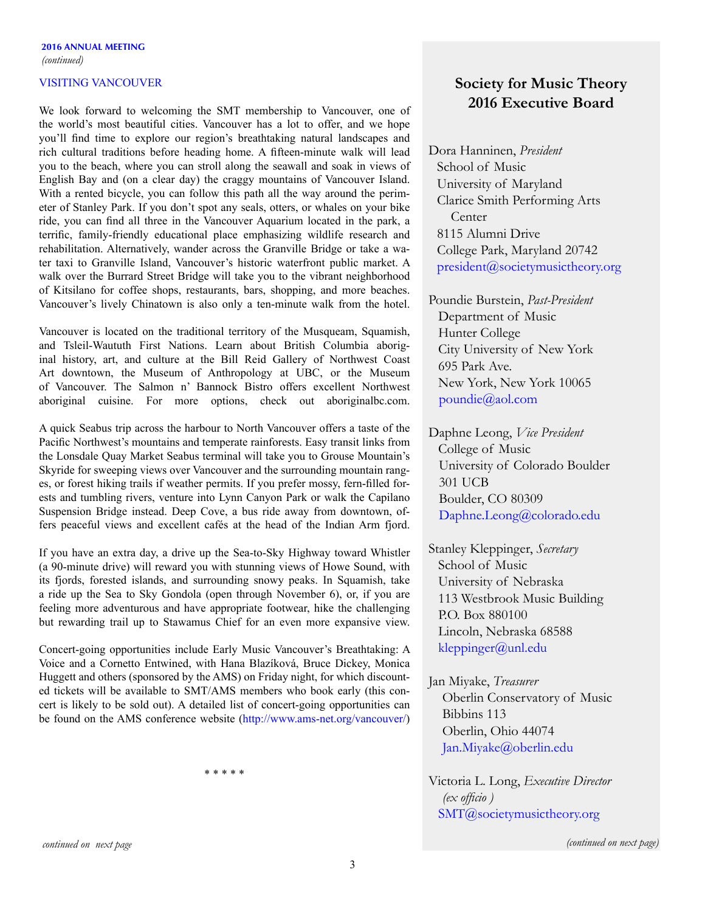**2016 ANNUAL MEETING**
*(continued)*

VISITING VANCOUVER

We look forward to welcoming the SMT membership to Vancouver, one of the world's most beautiful cities. Vancouver has a lot to offer, and we hope you'll find time to explore our region's breathtaking natural landscapes and rich cultural traditions before heading home. A fifteen-minute walk will lead you to the beach, where you can stroll along the seawall and soak in views of English Bay and (on a clear day) the craggy mountains of Vancouver Island. With a rented bicycle, you can follow this path all the way around the perimeter of Stanley Park. If you don't spot any seals, otters, or whales on your bike ride, you can find all three in the Vancouver Aquarium located in the park, a terrific, family-friendly educational place emphasizing wildlife research and rehabilitation. Alternatively, wander across the Granville Bridge or take a water taxi to Granville Island, Vancouver's historic waterfront public market. A walk over the Burrard Street Bridge will take you to the vibrant neighborhood of Kitsilano for coffee shops, restaurants, bars, shopping, and more beaches. Vancouver's lively Chinatown is also only a ten-minute walk from the hotel.

Vancouver is located on the traditional territory of the Musqueam, Squamish, and Tsleil-Waututh First Nations. Learn about British Columbia aboriginal history, art, and culture at the Bill Reid Gallery of Northwest Coast Art downtown, the Museum of Anthropology at UBC, or the Museum of Vancouver. The Salmon n' Bannock Bistro offers excellent Northwest aboriginal cuisine. For more options, check out aboriginalbc.com.

A quick Seabus trip across the harbour to North Vancouver offers a taste of the Pacific Northwest's mountains and temperate rainforests. Easy transit links from the Lonsdale Quay Market Seabus terminal will take you to Grouse Mountain's Skyride for sweeping views over Vancouver and the surrounding mountain ranges, or forest hiking trails if weather permits. If you prefer mossy, fern-filled forests and tumbling rivers, venture into Lynn Canyon Park or walk the Capilano Suspension Bridge instead. Deep Cove, a bus ride away from downtown, offers peaceful views and excellent cafés at the head of the Indian Arm fjord.

If you have an extra day, a drive up the Sea-to-Sky Highway toward Whistler (a 90-minute drive) will reward you with stunning views of Howe Sound, with its fjords, forested islands, and surrounding snowy peaks. In Squamish, take a ride up the Sea to Sky Gondola (open through November 6), or, if you are feeling more adventurous and have appropriate footwear, hike the challenging but rewarding trail up to Stawamus Chief for an even more expansive view.

Concert-going opportunities include Early Music Vancouver's Breathtaking: A Voice and a Cornetto Entwined, with Hana Blazíková, Bruce Dickey, Monica Huggett and others (sponsored by the AMS) on Friday night, for which discounted tickets will be available to SMT/AMS members who book early (this concert is likely to be sold out). A detailed list of concert-going opportunities can be found on the AMS conference website (http://www.ams-net.org/vancouver/)

\* \* \* \* \*

*continued on next page*

## Society for Music Theory 2016 Executive Board

Dora Hanninen, *President*
School of Music
University of Maryland
Clarice Smith Performing Arts Center
8115 Alumni Drive
College Park, Maryland 20742
president@societymusictheory.org

Poundie Burstein, *Past-President*
Department of Music
Hunter College
City University of New York
695 Park Ave.
New York, New York 10065
poundie@aol.com

Daphne Leong, *Vice President*
College of Music
University of Colorado Boulder
301 UCB
Boulder, CO 80309
Daphne.Leong@colorado.edu

Stanley Kleppinger, *Secretary*
School of Music
University of Nebraska
113 Westbrook Music Building
P.O. Box 880100
Lincoln, Nebraska 68588
kleppinger@unl.edu

Jan Miyake, *Treasurer*
Oberlin Conservatory of Music
Bibbins 113
Oberlin, Ohio 44074
Jan.Miyake@oberlin.edu

Victoria L. Long, *Executive Director*
*(ex officio)*
SMT@societymusictheory.org

*(continued on next page)*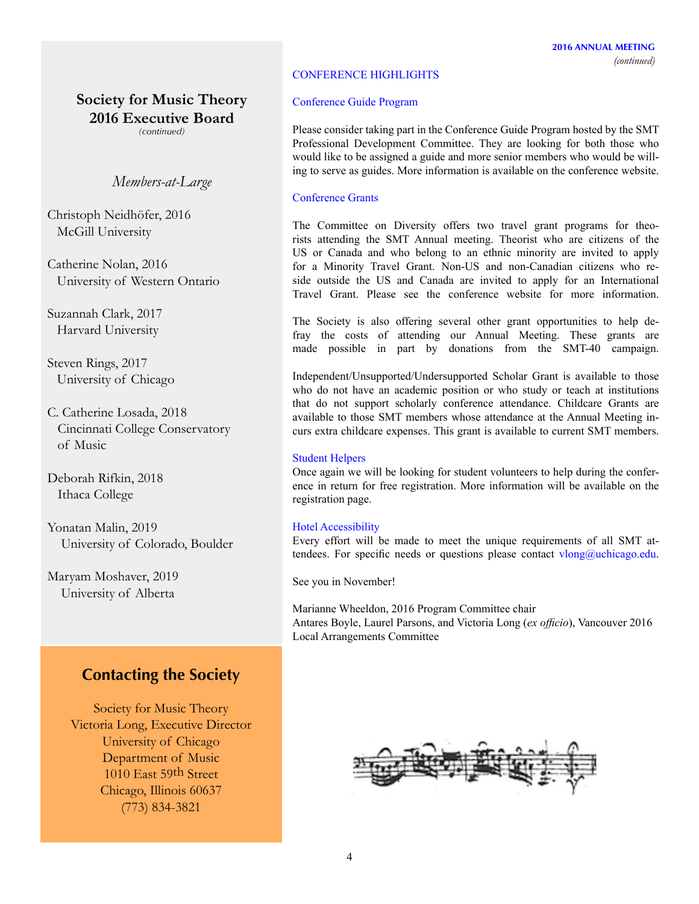## Society for Music Theory 2016 Executive Board

*(continued)*

### *Members-at-Large*

Christoph Neidhöfer, 2016
McGill University

Catherine Nolan, 2016
University of Western Ontario

Suzannah Clark, 2017
Harvard University

Steven Rings, 2017
University of Chicago

C. Catherine Losada, 2018
Cincinnati College Conservatory of Music

Deborah Rifkin, 2018
Ithaca College

Yonatan Malin, 2019
University of Colorado, Boulder

Maryam Moshaver, 2019
University of Alberta

## Contacting the Society

Society for Music Theory
Victoria Long, Executive Director
University of Chicago
Department of Music
1010 East 59th Street
Chicago, Illinois 60637
(773) 834-3821

## 2016 ANNUAL MEETING

*(continued)*

### CONFERENCE HIGHLIGHTS

#### Conference Guide Program

Please consider taking part in the Conference Guide Program hosted by the SMT Professional Development Committee. They are looking for both those who would like to be assigned a guide and more senior members who would be willing to serve as guides. More information is available on the conference website.

#### Conference Grants

The Committee on Diversity offers two travel grant programs for theorists attending the SMT Annual meeting. Theorist who are citizens of the US or Canada and who belong to an ethnic minority are invited to apply for a Minority Travel Grant. Non-US and non-Canadian citizens who reside outside the US and Canada are invited to apply for an International Travel Grant. Please see the conference website for more information.

The Society is also offering several other grant opportunities to help defray the costs of attending our Annual Meeting. These grants are made possible in part by donations from the SMT-40 campaign.

Independent/Unsupported/Undersupported Scholar Grant is available to those who do not have an academic position or who study or teach at institutions that do not support scholarly conference attendance. Childcare Grants are available to those SMT members whose attendance at the Annual Meeting incurs extra childcare expenses. This grant is available to current SMT members.

#### Student Helpers

Once again we will be looking for student volunteers to help during the conference in return for free registration. More information will be available on the registration page.

#### Hotel Accessibility

Every effort will be made to meet the unique requirements of all SMT attendees. For specific needs or questions please contact vlong@uchicago.edu.

See you in November!

Marianne Wheeldon, 2016 Program Committee chair
Antares Boyle, Laurel Parsons, and Victoria Long (*ex officio*), Vancouver 2016 Local Arrangements Committee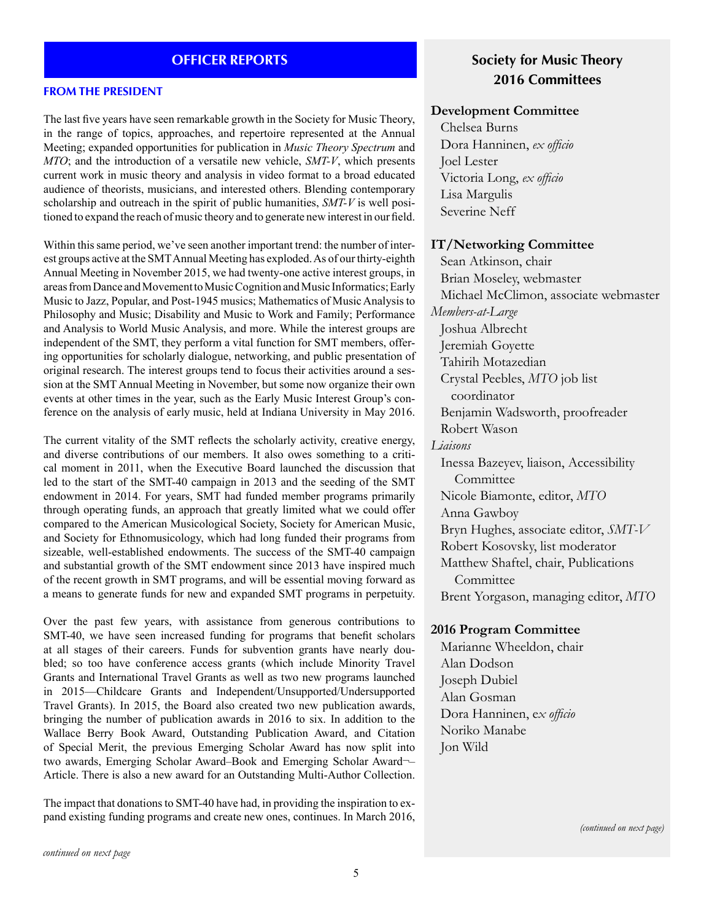## OFFICER REPORTS

### FROM THE PRESIDENT

The last five years have seen remarkable growth in the Society for Music Theory, in the range of topics, approaches, and repertoire represented at the Annual Meeting; expanded opportunities for publication in *Music Theory Spectrum* and *MTO*; and the introduction of a versatile new vehicle, *SMT-V*, which presents current work in music theory and analysis in video format to a broad educated audience of theorists, musicians, and interested others. Blending contemporary scholarship and outreach in the spirit of public humanities, *SMT-V* is well positioned to expand the reach of music theory and to generate new interest in our field.

Within this same period, we've seen another important trend: the number of interest groups active at the SMT Annual Meeting has exploded. As of our thirty-eighth Annual Meeting in November 2015, we had twenty-one active interest groups, in areas from Dance and Movement to Music Cognition and Music Informatics; Early Music to Jazz, Popular, and Post-1945 musics; Mathematics of Music Analysis to Philosophy and Music; Disability and Music to Work and Family; Performance and Analysis to World Music Analysis, and more. While the interest groups are independent of the SMT, they perform a vital function for SMT members, offering opportunities for scholarly dialogue, networking, and public presentation of original research. The interest groups tend to focus their activities around a session at the SMT Annual Meeting in November, but some now organize their own events at other times in the year, such as the Early Music Interest Group's conference on the analysis of early music, held at Indiana University in May 2016.

The current vitality of the SMT reflects the scholarly activity, creative energy, and diverse contributions of our members. It also owes something to a critical moment in 2011, when the Executive Board launched the discussion that led to the start of the SMT-40 campaign in 2013 and the seeding of the SMT endowment in 2014. For years, SMT had funded member programs primarily through operating funds, an approach that greatly limited what we could offer compared to the American Musicological Society, Society for American Music, and Society for Ethnomusicology, which had long funded their programs from sizeable, well-established endowments. The success of the SMT-40 campaign and substantial growth of the SMT endowment since 2013 have inspired much of the recent growth in SMT programs, and will be essential moving forward as a means to generate funds for new and expanded SMT programs in perpetuity.

Over the past few years, with assistance from generous contributions to SMT-40, we have seen increased funding for programs that benefit scholars at all stages of their careers. Funds for subvention grants have nearly doubled; so too have conference access grants (which include Minority Travel Grants and International Travel Grants as well as two new programs launched in 2015—Childcare Grants and Independent/Unsupported/Undersupported Travel Grants). In 2015, the Board also created two new publication awards, bringing the number of publication awards in 2016 to six. In addition to the Wallace Berry Book Award, Outstanding Publication Award, and Citation of Special Merit, the previous Emerging Scholar Award has now split into two awards, Emerging Scholar Award–Book and Emerging Scholar Award¬–Article. There is also a new award for an Outstanding Multi-Author Collection.

The impact that donations to SMT-40 have had, in providing the inspiration to expand existing funding programs and create new ones, continues. In March 2016,

*continued on next page*

## Society for Music Theory 2016 Committees

**Development Committee**

Chelsea Burns
Dora Hanninen, *ex officio*
Joel Lester
Victoria Long, *ex officio*
Lisa Margulis
Severine Neff

**IT/Networking Committee**

Sean Atkinson, chair
Brian Moseley, webmaster
Michael McClimon, associate webmaster

*Members-at-Large*

Joshua Albrecht
Jeremiah Goyette
Tahirih Motazedian
Crystal Peebles, *MTO* job list coordinator
Benjamin Wadsworth, proofreader
Robert Wason

*Liaisons*

Inessa Bazeyev, liaison, Accessibility Committee
Nicole Biamonte, editor, *MTO*
Anna Gawboy
Bryn Hughes, associate editor, *SMT-V*
Robert Kosovsky, list moderator
Matthew Shaftel, chair, Publications Committee
Brent Yorgason, managing editor, *MTO*

**2016 Program Committee**

Marianne Wheeldon, chair
Alan Dodson
Joseph Dubiel
Alan Gosman
Dora Hanninen, e*x officio*
Noriko Manabe
Jon Wild

*(continued on next page)*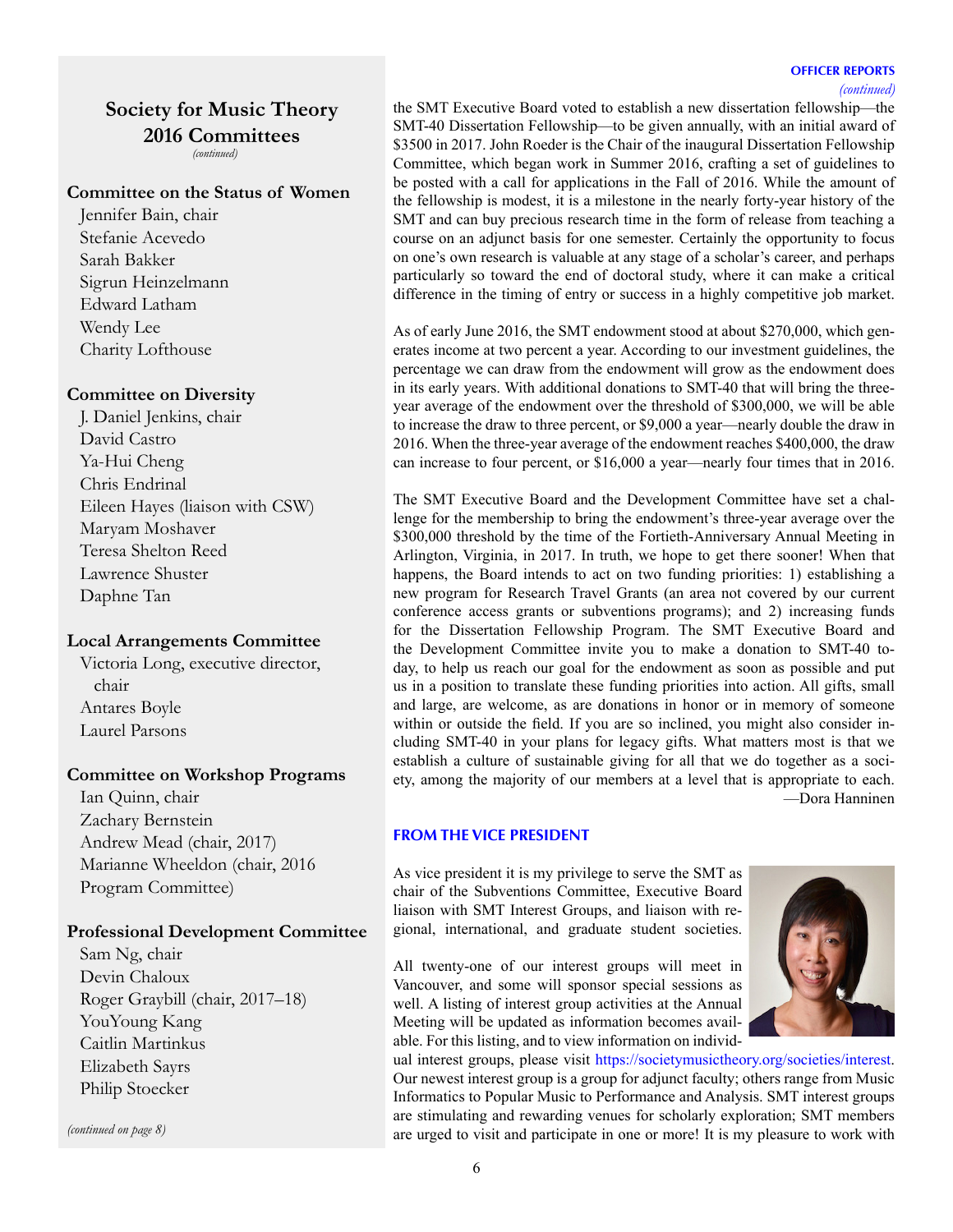## Society for Music Theory 2016 Committees

*(continued)*

**Committee on the Status of Women**

Jennifer Bain, chair
Stefanie Acevedo
Sarah Bakker
Sigrun Heinzelmann
Edward Latham
Wendy Lee
Charity Lofthouse

**Committee on Diversity**

J. Daniel Jenkins, chair
David Castro
Ya-Hui Cheng
Chris Endrinal
Eileen Hayes (liaison with CSW)
Maryam Moshaver
Teresa Shelton Reed
Lawrence Shuster
Daphne Tan

**Local Arrangements Committee**

Victoria Long, executive director, chair
Antares Boyle
Laurel Parsons

**Committee on Workshop Programs**

Ian Quinn, chair
Zachary Bernstein
Andrew Mead (chair, 2017)
Marianne Wheeldon (chair, 2016 Program Committee)

**Professional Development Committee**

Sam Ng, chair
Devin Chaloux
Roger Graybill (chair, 2017–18)
YouYoung Kang
Caitlin Martinkus
Elizabeth Sayrs
Philip Stoecker

*(continued on page 8)*

the SMT Executive Board voted to establish a new dissertation fellowship—the SMT-40 Dissertation Fellowship—to be given annually, with an initial award of $3500 in 2017. John Roeder is the Chair of the inaugural Dissertation Fellowship Committee, which began work in Summer 2016, crafting a set of guidelines to be posted with a call for applications in the Fall of 2016. While the amount of the fellowship is modest, it is a milestone in the nearly forty-year history of the SMT and can buy precious research time in the form of release from teaching a course on an adjunct basis for one semester. Certainly the opportunity to focus on one's own research is valuable at any stage of a scholar's career, and perhaps particularly so toward the end of doctoral study, where it can make a critical difference in the timing of entry or success in a highly competitive job market.

As of early June 2016, the SMT endowment stood at about $270,000, which generates income at two percent a year. According to our investment guidelines, the percentage we can draw from the endowment will grow as the endowment does in its early years. With additional donations to SMT-40 that will bring the three-year average of the endowment over the threshold of $300,000, we will be able to increase the draw to three percent, or $9,000 a year—nearly double the draw in 2016. When the three-year average of the endowment reaches $400,000, the draw can increase to four percent, or $16,000 a year—nearly four times that in 2016.

The SMT Executive Board and the Development Committee have set a challenge for the membership to bring the endowment's three-year average over the $300,000 threshold by the time of the Fortieth-Anniversary Annual Meeting in Arlington, Virginia, in 2017. In truth, we hope to get there sooner! When that happens, the Board intends to act on two funding priorities: 1) establishing a new program for Research Travel Grants (an area not covered by our current conference access grants or subventions programs); and 2) increasing funds for the Dissertation Fellowship Program. The SMT Executive Board and the Development Committee invite you to make a donation to SMT-40 today, to help us reach our goal for the endowment as soon as possible and put us in a position to translate these funding priorities into action. All gifts, small and large, are welcome, as are donations in honor or in memory of someone within or outside the field. If you are so inclined, you might also consider including SMT-40 in your plans for legacy gifts. What matters most is that we establish a culture of sustainable giving for all that we do together as a society, among the majority of our members at a level that is appropriate to each.

—Dora Hanninen

### FROM THE VICE PRESIDENT

As vice president it is my privilege to serve the SMT as chair of the Subventions Committee, Executive Board liaison with SMT Interest Groups, and liaison with regional, international, and graduate student societies.

All twenty-one of our interest groups will meet in Vancouver, and some will sponsor special sessions as well. A listing of interest group activities at the Annual Meeting will be updated as information becomes available. For this listing, and to view information on individual interest groups, please visit https://societymusictheory.org/societies/interest. Our newest interest group is a group for adjunct faculty; others range from Music Informatics to Popular Music to Performance and Analysis. SMT interest groups are stimulating and rewarding venues for scholarly exploration; SMT members are urged to visit and participate in one or more! It is my pleasure to work with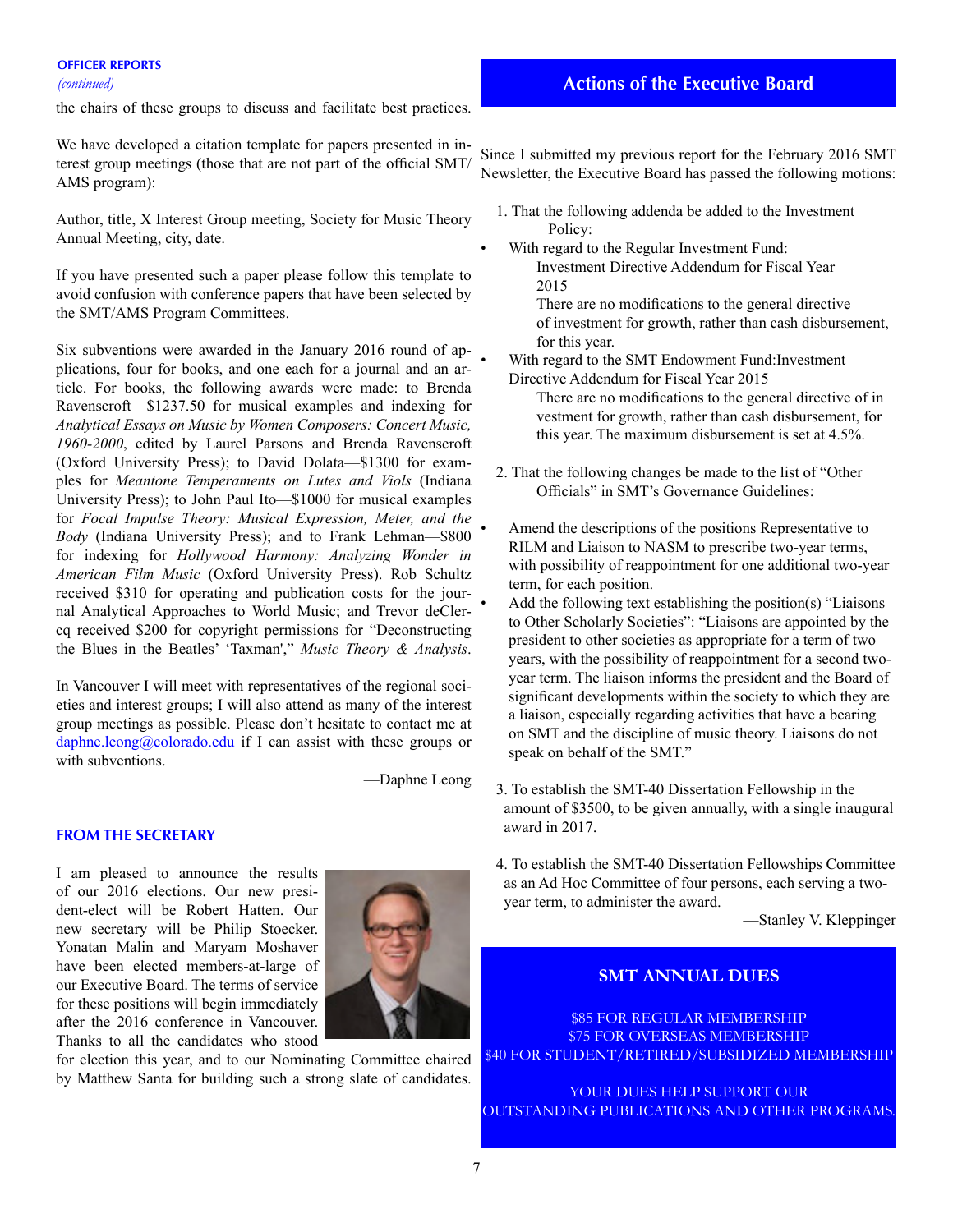**OFFICER REPORTS**
*(continued)*

the chairs of these groups to discuss and facilitate best practices.

We have developed a citation template for papers presented in interest group meetings (those that are not part of the official SMT/AMS program):

Author, title, X Interest Group meeting, Society for Music Theory Annual Meeting, city, date.

If you have presented such a paper please follow this template to avoid confusion with conference papers that have been selected by the SMT/AMS Program Committees.

Six subventions were awarded in the January 2016 round of applications, four for books, and one each for a journal and an article. For books, the following awards were made: to Brenda Ravenscroft—$1237.50 for musical examples and indexing for *Analytical Essays on Music by Women Composers: Concert Music, 1960-2000*, edited by Laurel Parsons and Brenda Ravenscroft (Oxford University Press); to David Dolata—$1300 for examples for *Meantone Temperaments on Lutes and Viols* (Indiana University Press); to John Paul Ito—$1000 for musical examples for *Focal Impulse Theory: Musical Expression, Meter, and the Body* (Indiana University Press); and to Frank Lehman—$800 for indexing for *Hollywood Harmony: Analyzing Wonder in American Film Music* (Oxford University Press). Rob Schultz received $310 for operating and publication costs for the journal Analytical Approaches to World Music; and Trevor deClercq received $200 for copyright permissions for "Deconstructing the Blues in the Beatles' 'Taxman'," *Music Theory & Analysis*.

In Vancouver I will meet with representatives of the regional societies and interest groups; I will also attend as many of the interest group meetings as possible. Please don't hesitate to contact me at daphne.leong@colorado.edu if I can assist with these groups or with subventions.

—Daphne Leong

## FROM THE SECRETARY

I am pleased to announce the results of our 2016 elections. Our new president-elect will be Robert Hatten. Our new secretary will be Philip Stoecker. Yonatan Malin and Maryam Moshaver have been elected members-at-large of our Executive Board. The terms of service for these positions will begin immediately after the 2016 conference in Vancouver. Thanks to all the candidates who stood for election this year, and to our Nominating Committee chaired by Matthew Santa for building such a strong slate of candidates.

## Actions of the Executive Board

Since I submitted my previous report for the February 2016 SMT Newsletter, the Executive Board has passed the following motions:

1. That the following addenda be added to the Investment Policy:

- With regard to the Regular Investment Fund:
  Investment Directive Addendum for Fiscal Year 2015
  There are no modifications to the general directive of investment for growth, rather than cash disbursement, for this year.
- With regard to the SMT Endowment Fund:Investment Directive Addendum for Fiscal Year 2015
  There are no modifications to the general directive of investment for growth, rather than cash disbursement, for this year. The maximum disbursement is set at 4.5%.

2. That the following changes be made to the list of "Other Officials" in SMT's Governance Guidelines:

- Amend the descriptions of the positions Representative to RILM and Liaison to NASM to prescribe two-year terms, with possibility of reappointment for one additional two-year term, for each position.
- Add the following text establishing the position(s) "Liaisons to Other Scholarly Societies": "Liaisons are appointed by the president to other societies as appropriate for a term of two years, with the possibility of reappointment for a second two-year term. The liaison informs the president and the Board of significant developments within the society to which they are a liaison, especially regarding activities that have a bearing on SMT and the discipline of music theory. Liaisons do not speak on behalf of the SMT."

3. To establish the SMT-40 Dissertation Fellowship in the amount of $3500, to be given annually, with a single inaugural award in 2017.

4. To establish the SMT-40 Dissertation Fellowships Committee as an Ad Hoc Committee of four persons, each serving a two-year term, to administer the award.

—Stanley V. Kleppinger

## SMT ANNUAL DUES

$85 FOR REGULAR MEMBERSHIP
$75 FOR OVERSEAS MEMBERSHIP
$40 FOR STUDENT/RETIRED/SUBSIDIZED MEMBERSHIP

YOUR DUES HELP SUPPORT OUR OUTSTANDING PUBLICATIONS AND OTHER PROGRAMS.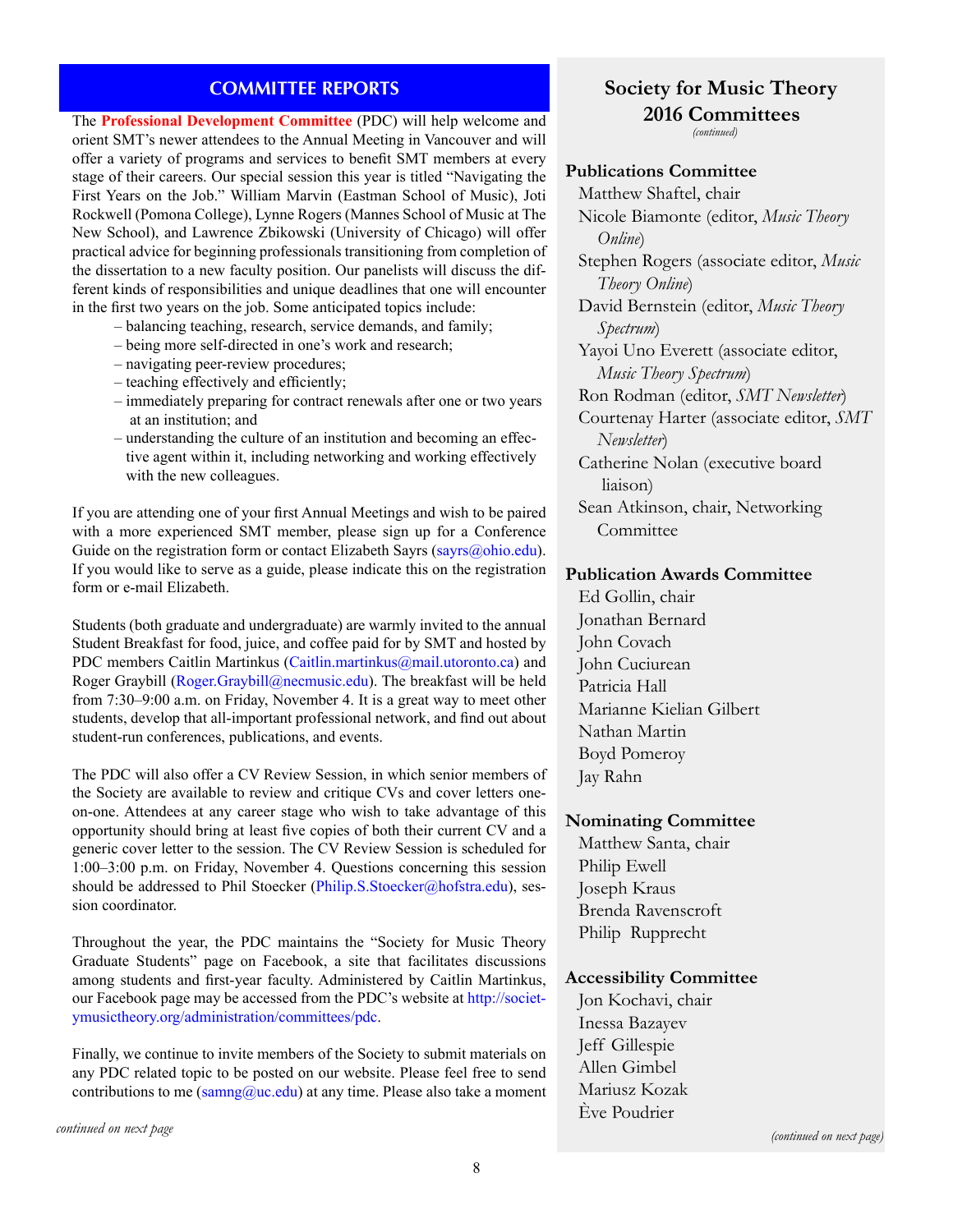## COMMITTEE REPORTS

The **Professional Development Committee** (PDC) will help welcome and orient SMT's newer attendees to the Annual Meeting in Vancouver and will offer a variety of programs and services to benefit SMT members at every stage of their careers. Our special session this year is titled "Navigating the First Years on the Job." William Marvin (Eastman School of Music), Joti Rockwell (Pomona College), Lynne Rogers (Mannes School of Music at The New School), and Lawrence Zbikowski (University of Chicago) will offer practical advice for beginning professionals transitioning from completion of the dissertation to a new faculty position. Our panelists will discuss the different kinds of responsibilities and unique deadlines that one will encounter in the first two years on the job. Some anticipated topics include:

- balancing teaching, research, service demands, and family;
- being more self-directed in one's work and research;
- navigating peer-review procedures;
- teaching effectively and efficiently;
- immediately preparing for contract renewals after one or two years at an institution; and
- understanding the culture of an institution and becoming an effective agent within it, including networking and working effectively with the new colleagues.

If you are attending one of your first Annual Meetings and wish to be paired with a more experienced SMT member, please sign up for a Conference Guide on the registration form or contact Elizabeth Sayrs (sayrs@ohio.edu). If you would like to serve as a guide, please indicate this on the registration form or e-mail Elizabeth.

Students (both graduate and undergraduate) are warmly invited to the annual Student Breakfast for food, juice, and coffee paid for by SMT and hosted by PDC members Caitlin Martinkus (Caitlin.martinkus@mail.utoronto.ca) and Roger Graybill (Roger.Graybill@necmusic.edu). The breakfast will be held from 7:30–9:00 a.m. on Friday, November 4. It is a great way to meet other students, develop that all-important professional network, and find out about student-run conferences, publications, and events.

The PDC will also offer a CV Review Session, in which senior members of the Society are available to review and critique CVs and cover letters one-on-one. Attendees at any career stage who wish to take advantage of this opportunity should bring at least five copies of both their current CV and a generic cover letter to the session. The CV Review Session is scheduled for 1:00–3:00 p.m. on Friday, November 4. Questions concerning this session should be addressed to Phil Stoecker (Philip.S.Stoecker@hofstra.edu), session coordinator.

Throughout the year, the PDC maintains the "Society for Music Theory Graduate Students" page on Facebook, a site that facilitates discussions among students and first-year faculty. Administered by Caitlin Martinkus, our Facebook page may be accessed from the PDC's website at http://societymusictheory.org/administration/committees/pdc.

Finally, we continue to invite members of the Society to submit materials on any PDC related topic to be posted on our website. Please feel free to send contributions to me (samng@uc.edu) at any time. Please also take a moment

*continued on next page*

## Society for Music Theory 2016 Committees

*(continued)*

**Publications Committee**

Matthew Shaftel, chair
Nicole Biamonte (editor, *Music Theory Online*)
Stephen Rogers (associate editor, *Music Theory Online*)
David Bernstein (editor, *Music Theory Spectrum*)
Yayoi Uno Everett (associate editor, *Music Theory Spectrum*)
Ron Rodman (editor, *SMT Newsletter*)
Courtenay Harter (associate editor, *SMT Newsletter*)
Catherine Nolan (executive board liaison)
Sean Atkinson, chair, Networking Committee

**Publication Awards Committee**

Ed Gollin, chair
Jonathan Bernard
John Covach
John Cuciurean
Patricia Hall
Marianne Kielian Gilbert
Nathan Martin
Boyd Pomeroy
Jay Rahn

**Nominating Committee**

Matthew Santa, chair
Philip Ewell
Joseph Kraus
Brenda Ravenscroft
Philip Rupprecht

**Accessibility Committee**

Jon Kochavi, chair
Inessa Bazayev
Jeff Gillespie
Allen Gimbel
Mariusz Kozak
Ève Poudrier

*(continued on next page)*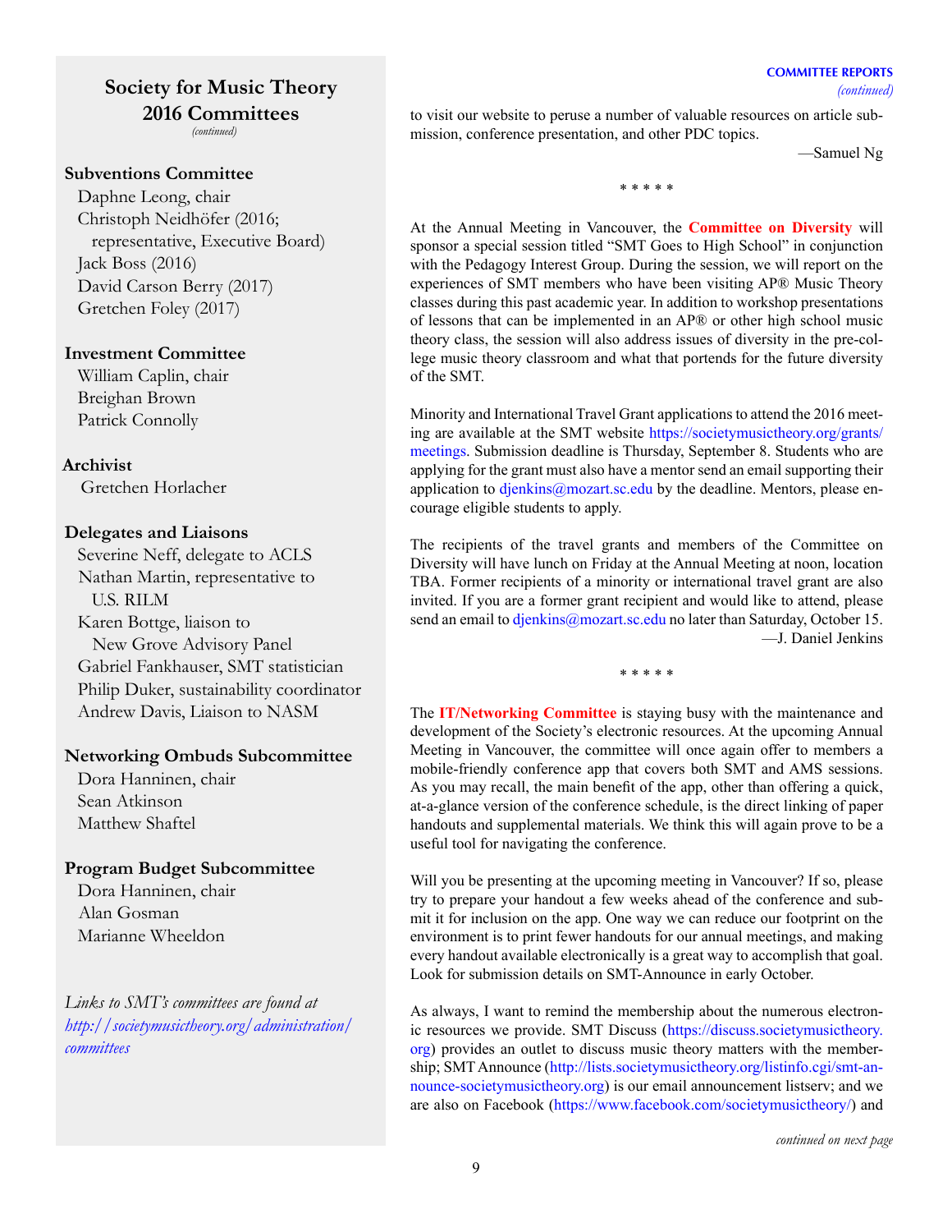## Society for Music Theory 2016 Committees

*(continued)*

### Subventions Committee

Daphne Leong, chair
Christoph Neidhöfer (2016; representative, Executive Board)
Jack Boss (2016)
David Carson Berry (2017)
Gretchen Foley (2017)

### Investment Committee

William Caplin, chair
Breighan Brown
Patrick Connolly

### Archivist

Gretchen Horlacher

### Delegates and Liaisons

Severine Neff, delegate to ACLS
Nathan Martin, representative to U.S. RILM
Karen Bottge, liaison to New Grove Advisory Panel
Gabriel Fankhauser, SMT statistician
Philip Duker, sustainability coordinator
Andrew Davis, Liaison to NASM

### Networking Ombuds Subcommittee

Dora Hanninen, chair
Sean Atkinson
Matthew Shaftel

### Program Budget Subcommittee

Dora Hanninen, chair
Alan Gosman
Marianne Wheeldon

*Links to SMT's committees are found at http://societymusictheory.org/administration/committees*

---

to visit our website to peruse a number of valuable resources on article submission, conference presentation, and other PDC topics.

—Samuel Ng

\* \* \* \* \*

At the Annual Meeting in Vancouver, the **Committee on Diversity** will sponsor a special session titled "SMT Goes to High School" in conjunction with the Pedagogy Interest Group. During the session, we will report on the experiences of SMT members who have been visiting AP® Music Theory classes during this past academic year. In addition to workshop presentations of lessons that can be implemented in an AP® or other high school music theory class, the session will also address issues of diversity in the pre-college music theory classroom and what that portends for the future diversity of the SMT.

Minority and International Travel Grant applications to attend the 2016 meeting are available at the SMT website https://societymusictheory.org/grants/meetings. Submission deadline is Thursday, September 8. Students who are applying for the grant must also have a mentor send an email supporting their application to djenkins@mozart.sc.edu by the deadline. Mentors, please encourage eligible students to apply.

The recipients of the travel grants and members of the Committee on Diversity will have lunch on Friday at the Annual Meeting at noon, location TBA. Former recipients of a minority or international travel grant are also invited. If you are a former grant recipient and would like to attend, please send an email to djenkins@mozart.sc.edu no later than Saturday, October 15.

—J. Daniel Jenkins

\* \* \* \* \*

The **IT/Networking Committee** is staying busy with the maintenance and development of the Society's electronic resources. At the upcoming Annual Meeting in Vancouver, the committee will once again offer to members a mobile-friendly conference app that covers both SMT and AMS sessions. As you may recall, the main benefit of the app, other than offering a quick, at-a-glance version of the conference schedule, is the direct linking of paper handouts and supplemental materials. We think this will again prove to be a useful tool for navigating the conference.

Will you be presenting at the upcoming meeting in Vancouver? If so, please try to prepare your handout a few weeks ahead of the conference and submit it for inclusion on the app. One way we can reduce our footprint on the environment is to print fewer handouts for our annual meetings, and making every handout available electronically is a great way to accomplish that goal. Look for submission details on SMT-Announce in early October.

As always, I want to remind the membership about the numerous electronic resources we provide. SMT Discuss (https://discuss.societymusictheory.org) provides an outlet to discuss music theory matters with the membership; SMT Announce (http://lists.societymusictheory.org/listinfo.cgi/smt-announce-societymusictheory.org) is our email announcement listserv; and we are also on Facebook (https://www.facebook.com/societymusictheory/) and

*continued on next page*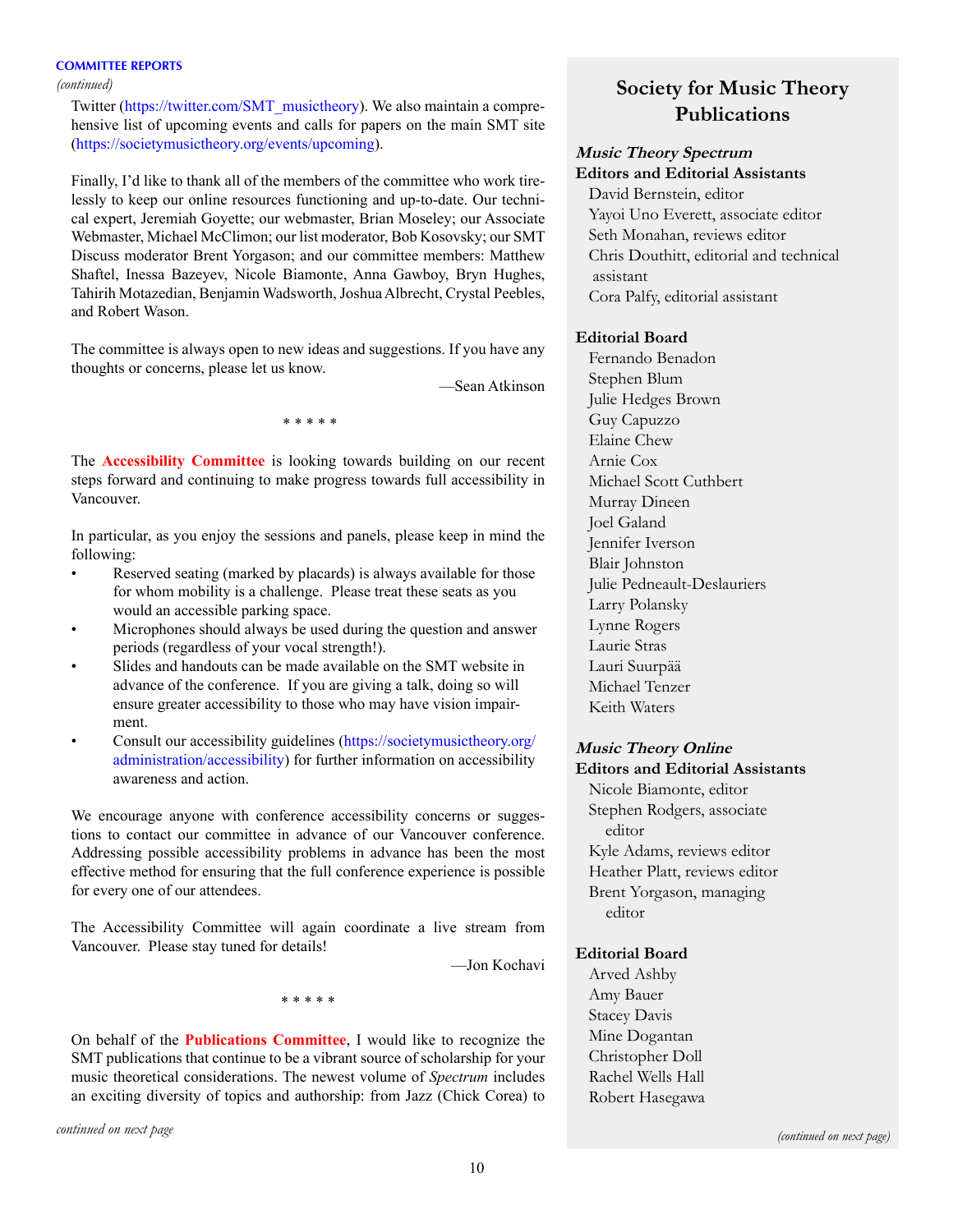**COMMITTEE REPORTS**

*(continued)*

Twitter (https://twitter.com/SMT_musictheory). We also maintain a comprehensive list of upcoming events and calls for papers on the main SMT site (https://societymusictheory.org/events/upcoming).

Finally, I'd like to thank all of the members of the committee who work tirelessly to keep our online resources functioning and up-to-date. Our technical expert, Jeremiah Goyette; our webmaster, Brian Moseley; our Associate Webmaster, Michael McClimon; our list moderator, Bob Kosovsky; our SMT Discuss moderator Brent Yorgason; and our committee members: Matthew Shaftel, Inessa Bazeyev, Nicole Biamonte, Anna Gawboy, Bryn Hughes, Tahirih Motazedian, Benjamin Wadsworth, Joshua Albrecht, Crystal Peebles, and Robert Wason.

The committee is always open to new ideas and suggestions. If you have any thoughts or concerns, please let us know.

—Sean Atkinson

\* \* \* \* \*

The **Accessibility Committee** is looking towards building on our recent steps forward and continuing to make progress towards full accessibility in Vancouver.

In particular, as you enjoy the sessions and panels, please keep in mind the following:

- Reserved seating (marked by placards) is always available for those for whom mobility is a challenge. Please treat these seats as you would an accessible parking space.
- Microphones should always be used during the question and answer periods (regardless of your vocal strength!).
- Slides and handouts can be made available on the SMT website in advance of the conference. If you are giving a talk, doing so will ensure greater accessibility to those who may have vision impairment.
- Consult our accessibility guidelines (https://societymusictheory.org/administration/accessibility) for further information on accessibility awareness and action.

We encourage anyone with conference accessibility concerns or suggestions to contact our committee in advance of our Vancouver conference. Addressing possible accessibility problems in advance has been the most effective method for ensuring that the full conference experience is possible for every one of our attendees.

The Accessibility Committee will again coordinate a live stream from Vancouver. Please stay tuned for details!

—Jon Kochavi

\* \* \* \* \*

On behalf of the **Publications Committee**, I would like to recognize the SMT publications that continue to be a vibrant source of scholarship for your music theoretical considerations. The newest volume of *Spectrum* includes an exciting diversity of topics and authorship: from Jazz (Chick Corea) to

*continued on next page*

## Society for Music Theory Publications

### *Music Theory Spectrum*

**Editors and Editorial Assistants**

David Bernstein, editor
Yayoi Uno Everett, associate editor
Seth Monahan, reviews editor
Chris Douthitt, editorial and technical assistant
Cora Palfy, editorial assistant

**Editorial Board**

Fernando Benadon
Stephen Blum
Julie Hedges Brown
Guy Capuzzo
Elaine Chew
Arnie Cox
Michael Scott Cuthbert
Murray Dineen
Joel Galand
Jennifer Iverson
Blair Johnston
Julie Pedneault-Deslauriers
Larry Polansky
Lynne Rogers
Laurie Stras
Lauri Suurpää
Michael Tenzer
Keith Waters

### *Music Theory Online*

**Editors and Editorial Assistants**

Nicole Biamonte, editor
Stephen Rodgers, associate editor
Kyle Adams, reviews editor
Heather Platt, reviews editor
Brent Yorgason, managing editor

**Editorial Board**

Arved Ashby
Amy Bauer
Stacey Davis
Mine Dogantan
Christopher Doll
Rachel Wells Hall
Robert Hasegawa

*(continued on next page)*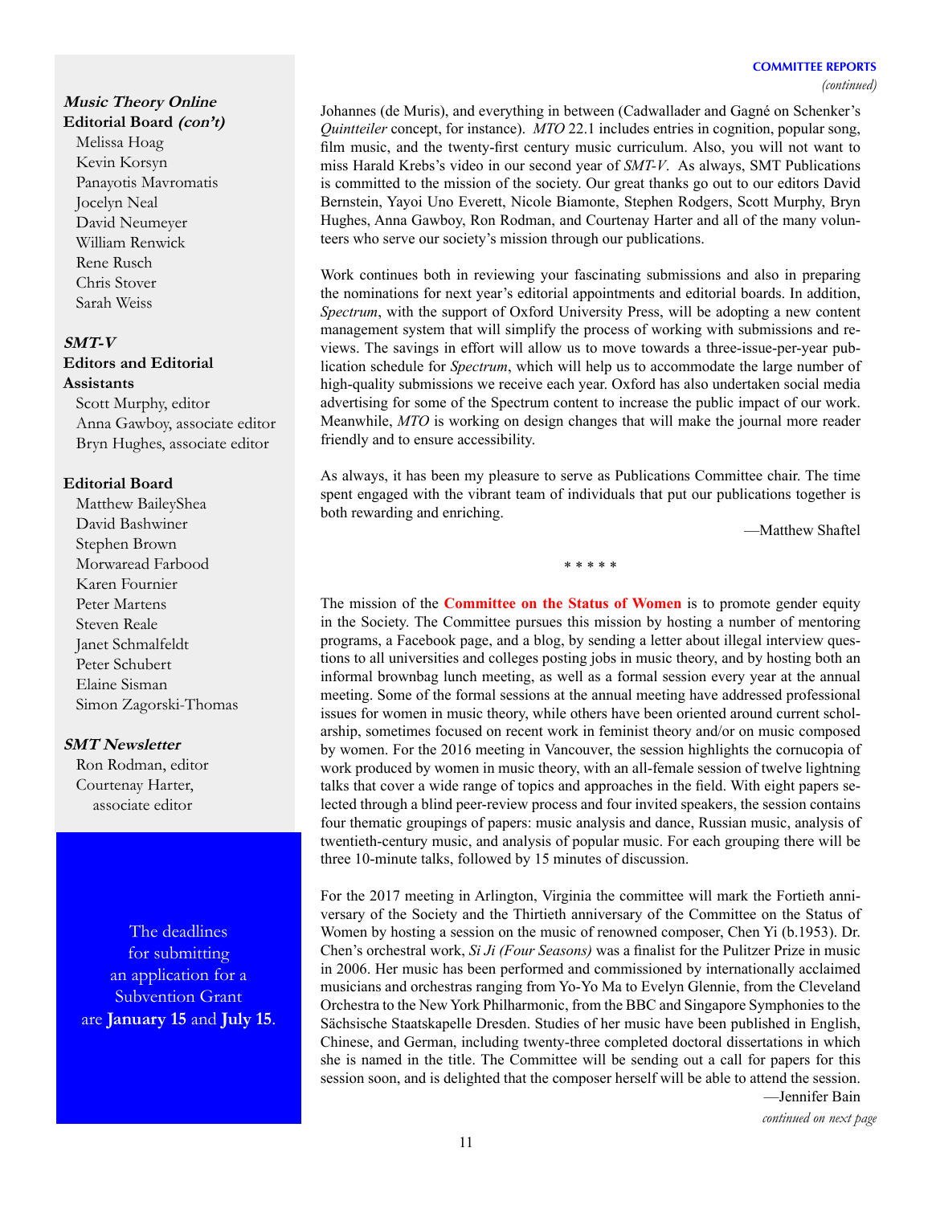**_Music Theory Online_ Editorial Board _(con't)_**

Melissa Hoag
Kevin Korsyn
Panayotis Mavromatis
Jocelyn Neal
David Neumeyer
William Renwick
Rene Rusch
Chris Stover
Sarah Weiss

**_SMT-V_**

**Editors and Editorial Assistants**

Scott Murphy, editor
Anna Gawboy, associate editor
Bryn Hughes, associate editor

**Editorial Board**

Matthew BaileyShea
David Bashwiner
Stephen Brown
Morwaread Farbood
Karen Fournier
Peter Martens
Steven Reale
Janet Schmalfeldt
Peter Schubert
Elaine Sisman
Simon Zagorski-Thomas

**_SMT Newsletter_**

Ron Rodman, editor
Courtenay Harter, associate editor

The deadlines for submitting an application for a Subvention Grant are **January 15** and **July 15**.

Johannes (de Muris), and everything in between (Cadwallader and Gagné on Schenker's *Quintteiler* concept, for instance). *MTO* 22.1 includes entries in cognition, popular song, film music, and the twenty-first century music curriculum. Also, you will not want to miss Harald Krebs's video in our second year of *SMT-V*. As always, SMT Publications is committed to the mission of the society. Our great thanks go out to our editors David Bernstein, Yayoi Uno Everett, Nicole Biamonte, Stephen Rodgers, Scott Murphy, Bryn Hughes, Anna Gawboy, Ron Rodman, and Courtenay Harter and all of the many volunteers who serve our society's mission through our publications.

Work continues both in reviewing your fascinating submissions and also in preparing the nominations for next year's editorial appointments and editorial boards. In addition, *Spectrum*, with the support of Oxford University Press, will be adopting a new content management system that will simplify the process of working with submissions and reviews. The savings in effort will allow us to move towards a three-issue-per-year publication schedule for *Spectrum*, which will help us to accommodate the large number of high-quality submissions we receive each year. Oxford has also undertaken social media advertising for some of the Spectrum content to increase the public impact of our work. Meanwhile, *MTO* is working on design changes that will make the journal more reader friendly and to ensure accessibility.

As always, it has been my pleasure to serve as Publications Committee chair. The time spent engaged with the vibrant team of individuals that put our publications together is both rewarding and enriching.

—Matthew Shaftel

\* \* \* \* \*

The mission of the **Committee on the Status of Women** is to promote gender equity in the Society. The Committee pursues this mission by hosting a number of mentoring programs, a Facebook page, and a blog, by sending a letter about illegal interview questions to all universities and colleges posting jobs in music theory, and by hosting both an informal brownbag lunch meeting, as well as a formal session every year at the annual meeting. Some of the formal sessions at the annual meeting have addressed professional issues for women in music theory, while others have been oriented around current scholarship, sometimes focused on recent work in feminist theory and/or on music composed by women. For the 2016 meeting in Vancouver, the session highlights the cornucopia of work produced by women in music theory, with an all-female session of twelve lightning talks that cover a wide range of topics and approaches in the field. With eight papers selected through a blind peer-review process and four invited speakers, the session contains four thematic groupings of papers: music analysis and dance, Russian music, analysis of twentieth-century music, and analysis of popular music. For each grouping there will be three 10-minute talks, followed by 15 minutes of discussion.

For the 2017 meeting in Arlington, Virginia the committee will mark the Fortieth anniversary of the Society and the Thirtieth anniversary of the Committee on the Status of Women by hosting a session on the music of renowned composer, Chen Yi (b.1953). Dr. Chen's orchestral work, *Si Ji (Four Seasons)* was a finalist for the Pulitzer Prize in music in 2006. Her music has been performed and commissioned by internationally acclaimed musicians and orchestras ranging from Yo-Yo Ma to Evelyn Glennie, from the Cleveland Orchestra to the New York Philharmonic, from the BBC and Singapore Symphonies to the Sächsische Staatskapelle Dresden. Studies of her music have been published in English, Chinese, and German, including twenty-three completed doctoral dissertations in which she is named in the title. The Committee will be sending out a call for papers for this session soon, and is delighted that the composer herself will be able to attend the session.

—Jennifer Bain

*continued on next page*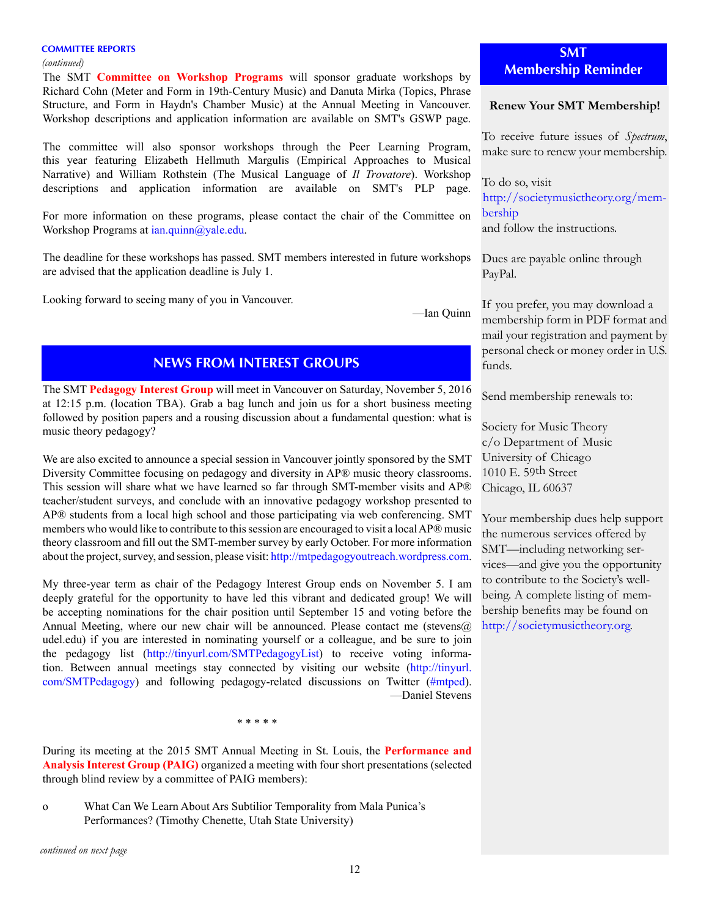**COMMITTEE REPORTS**

*(continued)*

The SMT **Committee on Workshop Programs** will sponsor graduate workshops by Richard Cohn (Meter and Form in 19th-Century Music) and Danuta Mirka (Topics, Phrase Structure, and Form in Haydn's Chamber Music) at the Annual Meeting in Vancouver. Workshop descriptions and application information are available on SMT's GSWP page.

The committee will also sponsor workshops through the Peer Learning Program, this year featuring Elizabeth Hellmuth Margulis (Empirical Approaches to Musical Narrative) and William Rothstein (The Musical Language of *Il Trovatore*). Workshop descriptions and application information are available on SMT's PLP page.

For more information on these programs, please contact the chair of the Committee on Workshop Programs at ian.quinn@yale.edu.

The deadline for these workshops has passed. SMT members interested in future workshops are advised that the application deadline is July 1.

Looking forward to seeing many of you in Vancouver.

—Ian Quinn

## NEWS FROM INTEREST GROUPS

The SMT **Pedagogy Interest Group** will meet in Vancouver on Saturday, November 5, 2016 at 12:15 p.m. (location TBA). Grab a bag lunch and join us for a short business meeting followed by position papers and a rousing discussion about a fundamental question: what is music theory pedagogy?

We are also excited to announce a special session in Vancouver jointly sponsored by the SMT Diversity Committee focusing on pedagogy and diversity in AP® music theory classrooms. This session will share what we have learned so far through SMT-member visits and AP® teacher/student surveys, and conclude with an innovative pedagogy workshop presented to AP® students from a local high school and those participating via web conferencing. SMT members who would like to contribute to this session are encouraged to visit a local AP® music theory classroom and fill out the SMT-member survey by early October. For more information about the project, survey, and session, please visit: http://mtpedagogyoutreach.wordpress.com.

My three-year term as chair of the Pedagogy Interest Group ends on November 5. I am deeply grateful for the opportunity to have led this vibrant and dedicated group! We will be accepting nominations for the chair position until September 15 and voting before the Annual Meeting, where our new chair will be announced. Please contact me (stevens@udel.edu) if you are interested in nominating yourself or a colleague, and be sure to join the pedagogy list (http://tinyurl.com/SMTPedagogyList) to receive voting information. Between annual meetings stay connected by visiting our website (http://tinyurl.com/SMTPedagogy) and following pedagogy-related discussions on Twitter (#mtped).

—Daniel Stevens

\* \* \* \* \*

During its meeting at the 2015 SMT Annual Meeting in St. Louis, the **Performance and Analysis Interest Group (PAIG)** organized a meeting with four short presentations (selected through blind review by a committee of PAIG members):

- What Can We Learn About Ars Subtilior Temporality from Mala Punica's Performances? (Timothy Chenette, Utah State University)

*continued on next page*

## SMT Membership Reminder

**Renew Your SMT Membership!**

To receive future issues of *Spectrum*, make sure to renew your membership.

To do so, visit http://societymusictheory.org/membership and follow the instructions.

Dues are payable online through PayPal.

If you prefer, you may download a membership form in PDF format and mail your registration and payment by personal check or money order in U.S. funds.

Send membership renewals to:

Society for Music Theory
c/o Department of Music
University of Chicago
1010 E. 59th Street
Chicago, IL 60637

Your membership dues help support the numerous services offered by SMT—including networking services—and give you the opportunity to contribute to the Society's well-being. A complete listing of membership benefits may be found on http://societymusictheory.org.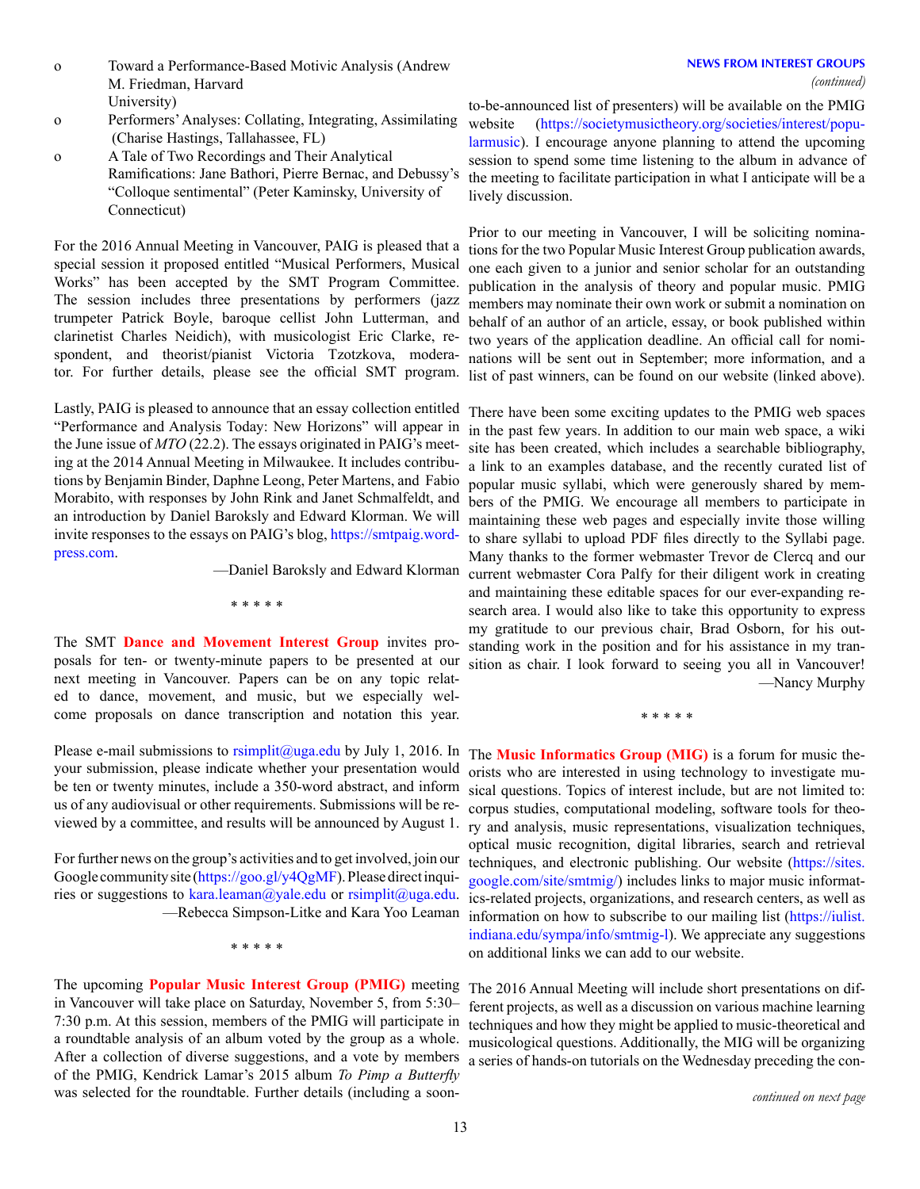- Toward a Performance-Based Motivic Analysis (Andrew M. Friedman, Harvard University)
- Performers' Analyses: Collating, Integrating, Assimilating (Charise Hastings, Tallahassee, FL)
- A Tale of Two Recordings and Their Analytical Ramifications: Jane Bathori, Pierre Bernac, and Debussy's "Colloque sentimental" (Peter Kaminsky, University of Connecticut)

For the 2016 Annual Meeting in Vancouver, PAIG is pleased that a special session it proposed entitled "Musical Performers, Musical Works" has been accepted by the SMT Program Committee. The session includes three presentations by performers (jazz trumpeter Patrick Boyle, baroque cellist John Lutterman, and clarinetist Charles Neidich), with musicologist Eric Clarke, respondent, and theorist/pianist Victoria Tzotzkova, moderator. For further details, please see the official SMT program.

Lastly, PAIG is pleased to announce that an essay collection entitled "Performance and Analysis Today: New Horizons" will appear in the June issue of *MTO* (22.2). The essays originated in PAIG's meeting at the 2014 Annual Meeting in Milwaukee. It includes contributions by Benjamin Binder, Daphne Leong, Peter Martens, and Fabio Morabito, with responses by John Rink and Janet Schmalfeldt, and an introduction by Daniel Baroksly and Edward Klorman. We will invite responses to the essays on PAIG's blog, https://smtpaig.wordpress.com.

—Daniel Baroksly and Edward Klorman

* * * * *

The SMT **Dance and Movement Interest Group** invites proposals for ten- or twenty-minute papers to be presented at our next meeting in Vancouver. Papers can be on any topic related to dance, movement, and music, but we especially welcome proposals on dance transcription and notation this year.

Please e-mail submissions to rsimplit@uga.edu by July 1, 2016. In your submission, please indicate whether your presentation would be ten or twenty minutes, include a 350-word abstract, and inform us of any audiovisual or other requirements. Submissions will be reviewed by a committee, and results will be announced by August 1.

For further news on the group's activities and to get involved, join our Google community site (https://goo.gl/y4QgMF). Please direct inquiries or suggestions to kara.leaman@yale.edu or rsimplit@uga.edu.

—Rebecca Simpson-Litke and Kara Yoo Leaman

* * * * *

The upcoming **Popular Music Interest Group (PMIG)** meeting in Vancouver will take place on Saturday, November 5, from 5:30–7:30 p.m. At this session, members of the PMIG will participate in a roundtable analysis of an album voted by the group as a whole. After a collection of diverse suggestions, and a vote by members of the PMIG, Kendrick Lamar's 2015 album *To Pimp a Butterfly* was selected for the roundtable. Further details (including a soon-to-be-announced list of presenters) will be available on the PMIG website (https://societymusictheory.org/societies/interest/popularmusic). I encourage anyone planning to attend the upcoming session to spend some time listening to the album in advance of the meeting to facilitate participation in what I anticipate will be a lively discussion.

Prior to our meeting in Vancouver, I will be soliciting nominations for the two Popular Music Interest Group publication awards, one each given to a junior and senior scholar for an outstanding publication in the analysis of theory and popular music. PMIG members may nominate their own work or submit a nomination on behalf of an author of an article, essay, or book published within two years of the application deadline. An official call for nominations will be sent out in September; more information, and a list of past winners, can be found on our website (linked above).

There have been some exciting updates to the PMIG web spaces in the past few years. In addition to our main web space, a wiki site has been created, which includes a searchable bibliography, a link to an examples database, and the recently curated list of popular music syllabi, which were generously shared by members of the PMIG. We encourage all members to participate in maintaining these web pages and especially invite those willing to share syllabi to upload PDF files directly to the Syllabi page. Many thanks to the former webmaster Trevor de Clercq and our current webmaster Cora Palfy for their diligent work in creating and maintaining these editable spaces for our ever-expanding research area. I would also like to take this opportunity to express my gratitude to our previous chair, Brad Osborn, for his outstanding work in the position and for his assistance in my transition as chair. I look forward to seeing you all in Vancouver!

—Nancy Murphy

* * * * *

The **Music Informatics Group (MIG)** is a forum for music theorists who are interested in using technology to investigate musical questions. Topics of interest include, but are not limited to: corpus studies, computational modeling, software tools for theory and analysis, music representations, visualization techniques, optical music recognition, digital libraries, search and retrieval techniques, and electronic publishing. Our website (https://sites.google.com/site/smtmig/) includes links to major music informatics-related projects, organizations, and research centers, as well as information on how to subscribe to our mailing list (https://iulist.indiana.edu/sympa/info/smtmig-l). We appreciate any suggestions on additional links we can add to our website.

The 2016 Annual Meeting will include short presentations on different projects, as well as a discussion on various machine learning techniques and how they might be applied to music-theoretical and musicological questions. Additionally, the MIG will be organizing a series of hands-on tutorials on the Wednesday preceding the con-

*continued on next page*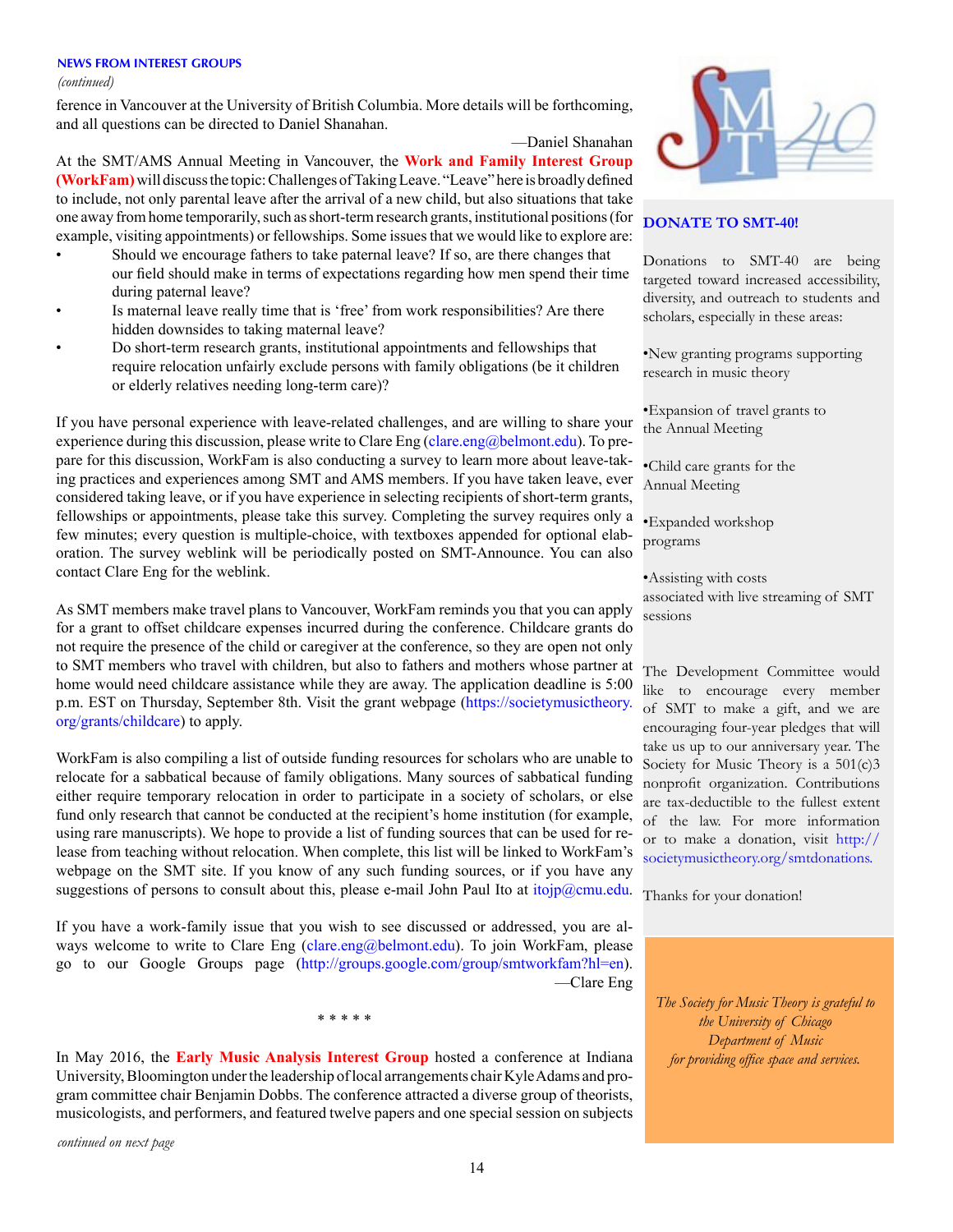**NEWS FROM INTEREST GROUPS**

*(continued)*

ference in Vancouver at the University of British Columbia. More details will be forthcoming, and all questions can be directed to Daniel Shanahan.

—Daniel Shanahan

At the SMT/AMS Annual Meeting in Vancouver, the **Work and Family Interest Group (WorkFam)** will discuss the topic: Challenges of Taking Leave. "Leave" here is broadly defined to include, not only parental leave after the arrival of a new child, but also situations that take one away from home temporarily, such as short-term research grants, institutional positions (for example, visiting appointments) or fellowships. Some issues that we would like to explore are:

- Should we encourage fathers to take paternal leave? If so, are there changes that our field should make in terms of expectations regarding how men spend their time during paternal leave?
- Is maternal leave really time that is 'free' from work responsibilities? Are there hidden downsides to taking maternal leave?
- Do short-term research grants, institutional appointments and fellowships that require relocation unfairly exclude persons with family obligations (be it children or elderly relatives needing long-term care)?

If you have personal experience with leave-related challenges, and are willing to share your experience during this discussion, please write to Clare Eng (clare.eng@belmont.edu). To prepare for this discussion, WorkFam is also conducting a survey to learn more about leave-taking practices and experiences among SMT and AMS members. If you have taken leave, ever considered taking leave, or if you have experience in selecting recipients of short-term grants, fellowships or appointments, please take this survey. Completing the survey requires only a few minutes; every question is multiple-choice, with textboxes appended for optional elaboration. The survey weblink will be periodically posted on SMT-Announce. You can also contact Clare Eng for the weblink.

As SMT members make travel plans to Vancouver, WorkFam reminds you that you can apply for a grant to offset childcare expenses incurred during the conference. Childcare grants do not require the presence of the child or caregiver at the conference, so they are open not only to SMT members who travel with children, but also to fathers and mothers whose partner at home would need childcare assistance while they are away. The application deadline is 5:00 p.m. EST on Thursday, September 8th. Visit the grant webpage (https://societymusictheory.org/grants/childcare) to apply.

WorkFam is also compiling a list of outside funding resources for scholars who are unable to relocate for a sabbatical because of family obligations. Many sources of sabbatical funding either require temporary relocation in order to participate in a society of scholars, or else fund only research that cannot be conducted at the recipient's home institution (for example, using rare manuscripts). We hope to provide a list of funding sources that can be used for release from teaching without relocation. When complete, this list will be linked to WorkFam's webpage on the SMT site. If you know of any such funding sources, or if you have any suggestions of persons to consult about this, please e-mail John Paul Ito at itojp@cmu.edu.

If you have a work-family issue that you wish to see discussed or addressed, you are always welcome to write to Clare Eng (clare.eng@belmont.edu). To join WorkFam, please go to our Google Groups page (http://groups.google.com/group/smtworkfam?hl=en).

—Clare Eng

\* \* \* \* \*

In May 2016, the **Early Music Analysis Interest Group** hosted a conference at Indiana University, Bloomington under the leadership of local arrangements chair Kyle Adams and program committee chair Benjamin Dobbs. The conference attracted a diverse group of theorists, musicologists, and performers, and featured twelve papers and one special session on subjects

*continued on next page*

## DONATE TO SMT-40!

Donations to SMT-40 are being targeted toward increased accessibility, diversity, and outreach to students and scholars, especially in these areas:

- New granting programs supporting research in music theory
- Expansion of travel grants to the Annual Meeting
- Child care grants for the Annual Meeting
- Expanded workshop programs
- Assisting with costs associated with live streaming of SMT sessions

The Development Committee would like to encourage every member of SMT to make a gift, and we are encouraging four-year pledges that will take us up to our anniversary year. The Society for Music Theory is a 501(c)3 nonprofit organization. Contributions are tax-deductible to the fullest extent of the law. For more information or to make a donation, visit http://societymusictheory.org/smtdonations.

Thanks for your donation!

*The Society for Music Theory is grateful to the University of Chicago Department of Music for providing office space and services.*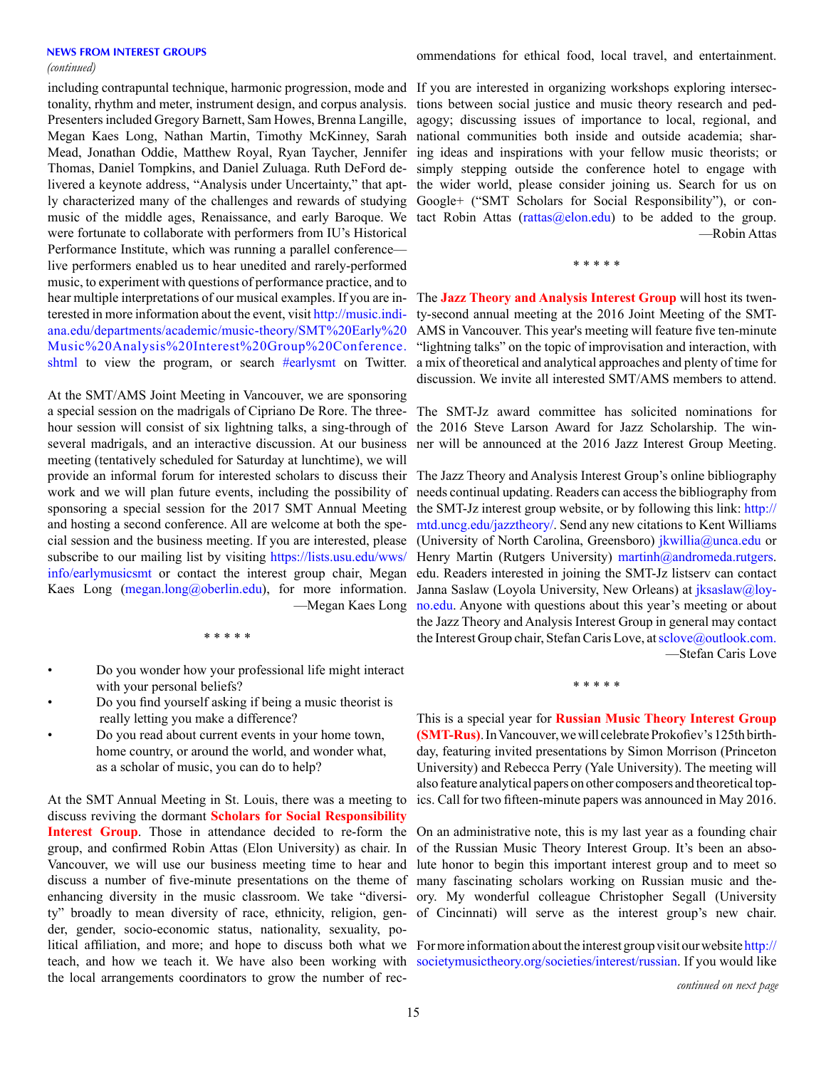## NEWS FROM INTEREST GROUPS

*(continued)*

including contrapuntal technique, harmonic progression, mode and tonality, rhythm and meter, instrument design, and corpus analysis. Presenters included Gregory Barnett, Sam Howes, Brenna Langille, Megan Kaes Long, Nathan Martin, Timothy McKinney, Sarah Mead, Jonathan Oddie, Matthew Royal, Ryan Taycher, Jennifer Thomas, Daniel Tompkins, and Daniel Zuluaga. Ruth DeFord delivered a keynote address, "Analysis under Uncertainty," that aptly characterized many of the challenges and rewards of studying music of the middle ages, Renaissance, and early Baroque. We were fortunate to collaborate with performers from IU's Historical Performance Institute, which was running a parallel conference—live performers enabled us to hear unedited and rarely-performed music, to experiment with questions of performance practice, and to hear multiple interpretations of our musical examples. If you are interested in more information about the event, visit http://music.indiana.edu/departments/academic/music-theory/SMT%20Early%20Music%20Analysis%20Interest%20Group%20Conference.shtml to view the program, or search #earlysmt on Twitter.

At the SMT/AMS Joint Meeting in Vancouver, we are sponsoring a special session on the madrigals of Cipriano De Rore. The three-hour session will consist of six lightning talks, a sing-through of several madrigals, and an interactive discussion. At our business meeting (tentatively scheduled for Saturday at lunchtime), we will provide an informal forum for interested scholars to discuss their work and we will plan future events, including the possibility of sponsoring a special session for the 2017 SMT Annual Meeting and hosting a second conference. All are welcome at both the special session and the business meeting. If you are interested, please subscribe to our mailing list by visiting https://lists.usu.edu/wws/info/earlymusicsmt or contact the interest group chair, Megan Kaes Long (megan.long@oberlin.edu), for more information.

—Megan Kaes Long

\* \* \* \* \*

- Do you wonder how your professional life might interact with your personal beliefs?
- Do you find yourself asking if being a music theorist is really letting you make a difference?
- Do you read about current events in your home town, home country, or around the world, and wonder what, as a scholar of music, you can do to help?

At the SMT Annual Meeting in St. Louis, there was a meeting to discuss reviving the dormant **Scholars for Social Responsibility Interest Group**. Those in attendance decided to re-form the group, and confirmed Robin Attas (Elon University) as chair. In Vancouver, we will use our business meeting time to hear and discuss a number of five-minute presentations on the theme of enhancing diversity in the music classroom. We take "diversity" broadly to mean diversity of race, ethnicity, religion, gender, gender, socio-economic status, nationality, sexuality, political affiliation, and more; and hope to discuss both what we teach, and how we teach it. We have also been working with the local arrangements coordinators to grow the number of recommendations for ethical food, local travel, and entertainment.

If you are interested in organizing workshops exploring intersections between social justice and music theory research and pedagogy; discussing issues of importance to local, regional, and national communities both inside and outside academia; sharing ideas and inspirations with your fellow music theorists; or simply stepping outside the conference hotel to engage with the wider world, please consider joining us. Search for us on Google+ ("SMT Scholars for Social Responsibility"), or contact Robin Attas (rattas@elon.edu) to be added to the group.

—Robin Attas

\* \* \* \* \*

The **Jazz Theory and Analysis Interest Group** will host its twenty-second annual meeting at the 2016 Joint Meeting of the SMT-AMS in Vancouver. This year's meeting will feature five ten-minute "lightning talks" on the topic of improvisation and interaction, with a mix of theoretical and analytical approaches and plenty of time for discussion. We invite all interested SMT/AMS members to attend.

The SMT-Jz award committee has solicited nominations for the 2016 Steve Larson Award for Jazz Scholarship. The winner will be announced at the 2016 Jazz Interest Group Meeting.

The Jazz Theory and Analysis Interest Group's online bibliography needs continual updating. Readers can access the bibliography from the SMT-Jz interest group website, or by following this link: http://mtd.uncg.edu/jazztheory/. Send any new citations to Kent Williams (University of North Carolina, Greensboro) jkwillia@unca.edu or Henry Martin (Rutgers University) martinh@andromeda.rutgers.edu. Readers interested in joining the SMT-Jz listserv can contact Janna Saslaw (Loyola University, New Orleans) at jksaslaw@loyno.edu. Anyone with questions about this year's meeting or about the Jazz Theory and Analysis Interest Group in general may contact the Interest Group chair, Stefan Caris Love, at sclove@outlook.com.

—Stefan Caris Love

\* \* \* \* \*

This is a special year for **Russian Music Theory Interest Group (SMT-Rus)**. In Vancouver, we will celebrate Prokofiev's 125th birthday, featuring invited presentations by Simon Morrison (Princeton University) and Rebecca Perry (Yale University). The meeting will also feature analytical papers on other composers and theoretical topics. Call for two fifteen-minute papers was announced in May 2016.

On an administrative note, this is my last year as a founding chair of the Russian Music Theory Interest Group. It's been an absolute honor to begin this important interest group and to meet so many fascinating scholars working on Russian music and theory. My wonderful colleague Christopher Segall (University of Cincinnati) will serve as the interest group's new chair.

For more information about the interest group visit our website http://societymusictheory.org/societies/interest/russian. If you would like

*continued on next page*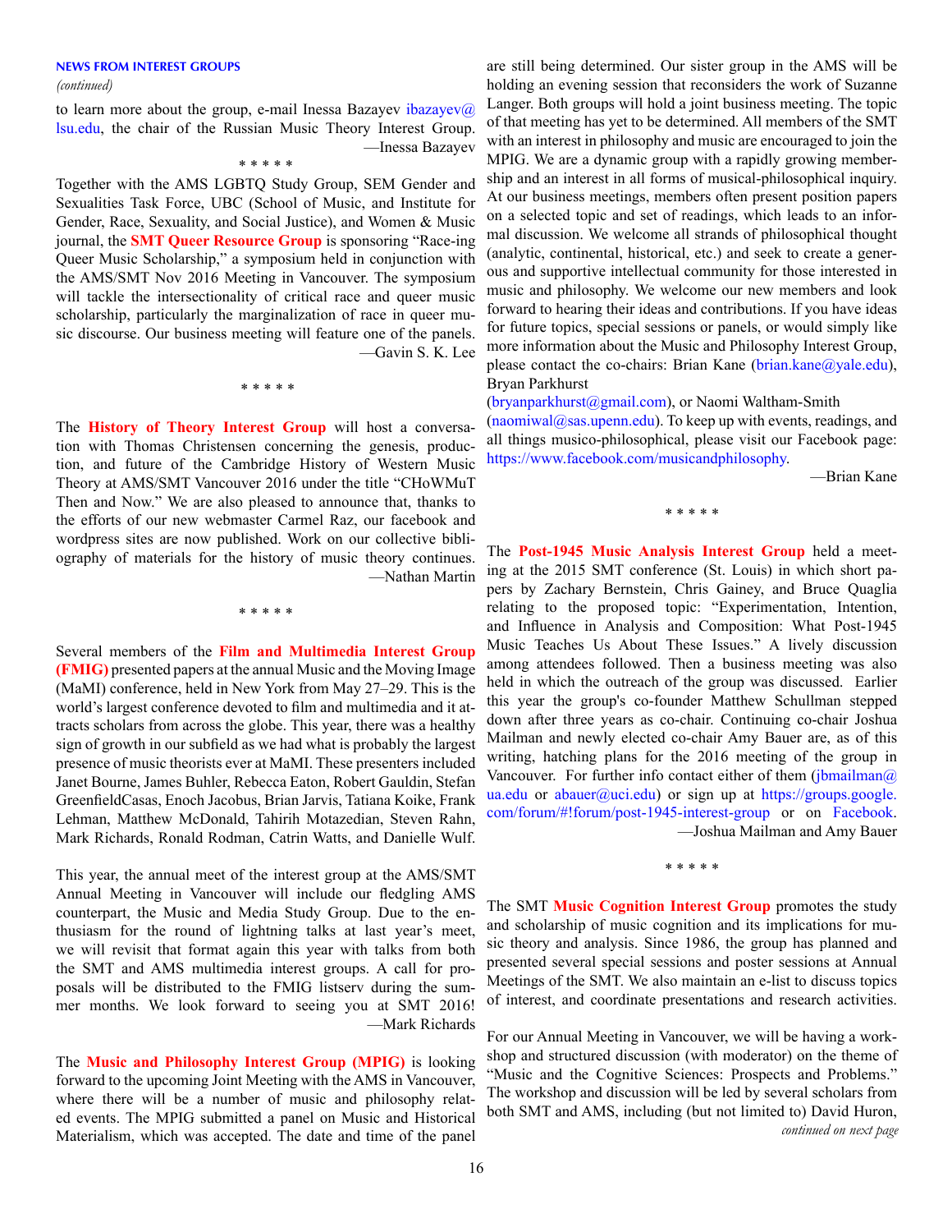**NEWS FROM INTEREST GROUPS**

*(continued)*

to learn more about the group, e-mail Inessa Bazayev ibazayev@lsu.edu, the chair of the Russian Music Theory Interest Group.

—Inessa Bazayev

\* \* \* \* \*

Together with the AMS LGBTQ Study Group, SEM Gender and Sexualities Task Force, UBC (School of Music, and Institute for Gender, Race, Sexuality, and Social Justice), and Women & Music journal, the **SMT Queer Resource Group** is sponsoring "Race-ing Queer Music Scholarship," a symposium held in conjunction with the AMS/SMT Nov 2016 Meeting in Vancouver. The symposium will tackle the intersectionality of critical race and queer music scholarship, particularly the marginalization of race in queer music discourse. Our business meeting will feature one of the panels.

—Gavin S. K. Lee

\* \* \* \* \*

The **History of Theory Interest Group** will host a conversation with Thomas Christensen concerning the genesis, production, and future of the Cambridge History of Western Music Theory at AMS/SMT Vancouver 2016 under the title "CHoWMuT Then and Now." We are also pleased to announce that, thanks to the efforts of our new webmaster Carmel Raz, our facebook and wordpress sites are now published. Work on our collective bibliography of materials for the history of music theory continues.

—Nathan Martin

\* \* \* \* \*

Several members of the **Film and Multimedia Interest Group (FMIG)** presented papers at the annual Music and the Moving Image (MaMI) conference, held in New York from May 27–29. This is the world's largest conference devoted to film and multimedia and it attracts scholars from across the globe. This year, there was a healthy sign of growth in our subfield as we had what is probably the largest presence of music theorists ever at MaMI. These presenters included Janet Bourne, James Buhler, Rebecca Eaton, Robert Gauldin, Stefan GreenfieldCasas, Enoch Jacobus, Brian Jarvis, Tatiana Koike, Frank Lehman, Matthew McDonald, Tahirih Motazedian, Steven Rahn, Mark Richards, Ronald Rodman, Catrin Watts, and Danielle Wulf.

This year, the annual meet of the interest group at the AMS/SMT Annual Meeting in Vancouver will include our fledgling AMS counterpart, the Music and Media Study Group. Due to the enthusiasm for the round of lightning talks at last year's meet, we will revisit that format again this year with talks from both the SMT and AMS multimedia interest groups. A call for proposals will be distributed to the FMIG listserv during the summer months. We look forward to seeing you at SMT 2016!

—Mark Richards

The **Music and Philosophy Interest Group (MPIG)** is looking forward to the upcoming Joint Meeting with the AMS in Vancouver, where there will be a number of music and philosophy related events. The MPIG submitted a panel on Music and Historical Materialism, which was accepted. The date and time of the panel are still being determined. Our sister group in the AMS will be holding an evening session that reconsiders the work of Suzanne Langer. Both groups will hold a joint business meeting. The topic of that meeting has yet to be determined. All members of the SMT with an interest in philosophy and music are encouraged to join the MPIG. We are a dynamic group with a rapidly growing membership and an interest in all forms of musical-philosophical inquiry. At our business meetings, members often present position papers on a selected topic and set of readings, which leads to an informal discussion. We welcome all strands of philosophical thought (analytic, continental, historical, etc.) and seek to create a generous and supportive intellectual community for those interested in music and philosophy. We welcome our new members and look forward to hearing their ideas and contributions. If you have ideas for future topics, special sessions or panels, or would simply like more information about the Music and Philosophy Interest Group, please contact the co-chairs: Brian Kane (brian.kane@yale.edu), Bryan Parkhurst (bryanparkhurst@gmail.com), or Naomi Waltham-Smith (naomiwal@sas.upenn.edu). To keep up with events, readings, and all things musico-philosophical, please visit our Facebook page: https://www.facebook.com/musicandphilosophy.

—Brian Kane

\* \* \* \* \*

The **Post-1945 Music Analysis Interest Group** held a meeting at the 2015 SMT conference (St. Louis) in which short papers by Zachary Bernstein, Chris Gainey, and Bruce Quaglia relating to the proposed topic: "Experimentation, Intention, and Influence in Analysis and Composition: What Post-1945 Music Teaches Us About These Issues." A lively discussion among attendees followed. Then a business meeting was also held in which the outreach of the group was discussed. Earlier this year the group's co-founder Matthew Schullman stepped down after three years as co-chair. Continuing co-chair Joshua Mailman and newly elected co-chair Amy Bauer are, as of this writing, hatching plans for the 2016 meeting of the group in Vancouver. For further info contact either of them (jbmailman@ua.edu or abauer@uci.edu) or sign up at https://groups.google.com/forum/#!forum/post-1945-interest-group or on Facebook.

—Joshua Mailman and Amy Bauer

\* \* \* \* \*

The SMT **Music Cognition Interest Group** promotes the study and scholarship of music cognition and its implications for music theory and analysis. Since 1986, the group has planned and presented several special sessions and poster sessions at Annual Meetings of the SMT. We also maintain an e-list to discuss topics of interest, and coordinate presentations and research activities.

For our Annual Meeting in Vancouver, we will be having a workshop and structured discussion (with moderator) on the theme of "Music and the Cognitive Sciences: Prospects and Problems." The workshop and discussion will be led by several scholars from both SMT and AMS, including (but not limited to) David Huron,

*continued on next page*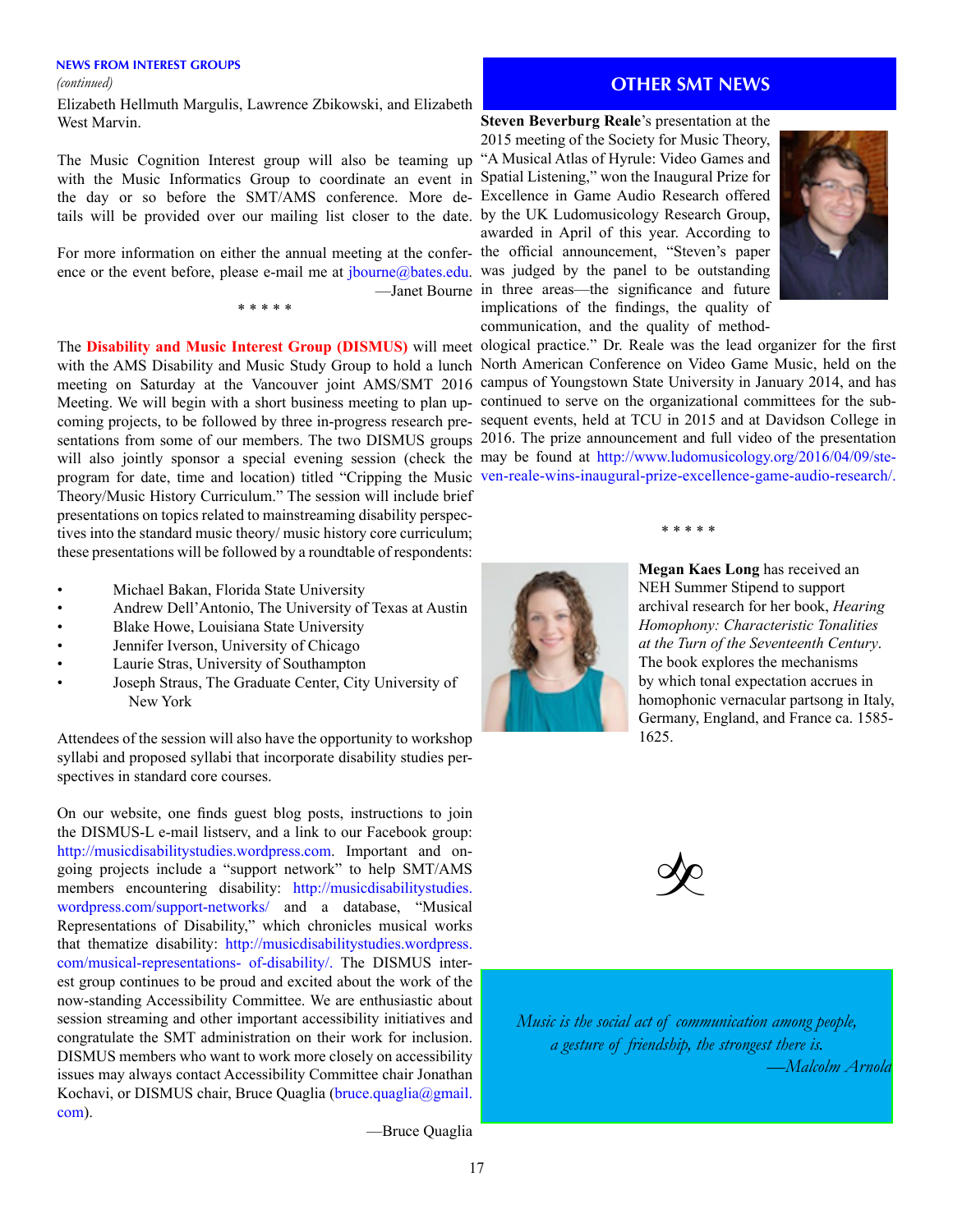### NEWS FROM INTEREST GROUPS

*(continued)*

Elizabeth Hellmuth Margulis, Lawrence Zbikowski, and Elizabeth West Marvin.

The Music Cognition Interest group will also be teaming up with the Music Informatics Group to coordinate an event in the day or so before the SMT/AMS conference. More details will be provided over our mailing list closer to the date.

For more information on either the annual meeting at the conference or the event before, please e-mail me at jbourne@bates.edu.

—Janet Bourne

\* \* \* \* \*

The **Disability and Music Interest Group (DISMUS)** will meet with the AMS Disability and Music Study Group to hold a lunch meeting on Saturday at the Vancouver joint AMS/SMT 2016 Meeting. We will begin with a short business meeting to plan upcoming projects, to be followed by three in-progress research presentations from some of our members. The two DISMUS groups will also jointly sponsor a special evening session (check the program for date, time and location) titled "Cripping the Music Theory/Music History Curriculum." The session will include brief presentations on topics related to mainstreaming disability perspectives into the standard music theory/ music history core curriculum; these presentations will be followed by a roundtable of respondents:

- Michael Bakan, Florida State University
- Andrew Dell'Antonio, The University of Texas at Austin
- Blake Howe, Louisiana State University
- Jennifer Iverson, University of Chicago
- Laurie Stras, University of Southampton
- Joseph Straus, The Graduate Center, City University of New York

Attendees of the session will also have the opportunity to workshop syllabi and proposed syllabi that incorporate disability studies perspectives in standard core courses.

On our website, one finds guest blog posts, instructions to join the DISMUS-L e-mail listserv, and a link to our Facebook group: http://musicdisabilitystudies.wordpress.com. Important and ongoing projects include a "support network" to help SMT/AMS members encountering disability: http://musicdisabilitystudies.wordpress.com/support-networks/ and a database, "Musical Representations of Disability," which chronicles musical works that thematize disability: http://musicdisabilitystudies.wordpress.com/musical-representations- of-disability/. The DISMUS interest group continues to be proud and excited about the work of the now-standing Accessibility Committee. We are enthusiastic about session streaming and other important accessibility initiatives and congratulate the SMT administration on their work for inclusion. DISMUS members who want to work more closely on accessibility issues may always contact Accessibility Committee chair Jonathan Kochavi, or DISMUS chair, Bruce Quaglia (bruce.quaglia@gmail.com).

—Bruce Quaglia

## OTHER SMT NEWS

**Steven Beverburg Reale**'s presentation at the 2015 meeting of the Society for Music Theory, "A Musical Atlas of Hyrule: Video Games and Spatial Listening," won the Inaugural Prize for Excellence in Game Audio Research offered by the UK Ludomusicology Research Group, awarded in April of this year. According to the official announcement, "Steven's paper was judged by the panel to be outstanding in three areas—the significance and future implications of the findings, the quality of communication, and the quality of methodological practice." Dr. Reale was the lead organizer for the first North American Conference on Video Game Music, held on the campus of Youngstown State University in January 2014, and has continued to serve on the organizational committees for the subsequent events, held at TCU in 2015 and at Davidson College in 2016. The prize announcement and full video of the presentation may be found at http://www.ludomusicology.org/2016/04/09/steven-reale-wins-inaugural-prize-excellence-game-audio-research/.

\* \* \* \* \*

**Megan Kaes Long** has received an NEH Summer Stipend to support archival research for her book, *Hearing Homophony: Characteristic Tonalities at the Turn of the Seventeenth Century*. The book explores the mechanisms by which tonal expectation accrues in homophonic vernacular partsong in Italy, Germany, England, and France ca. 1585-1625.

*Music is the social act of communication among people,*
*a gesture of friendship, the strongest there is.*

*—Malcolm Arnold*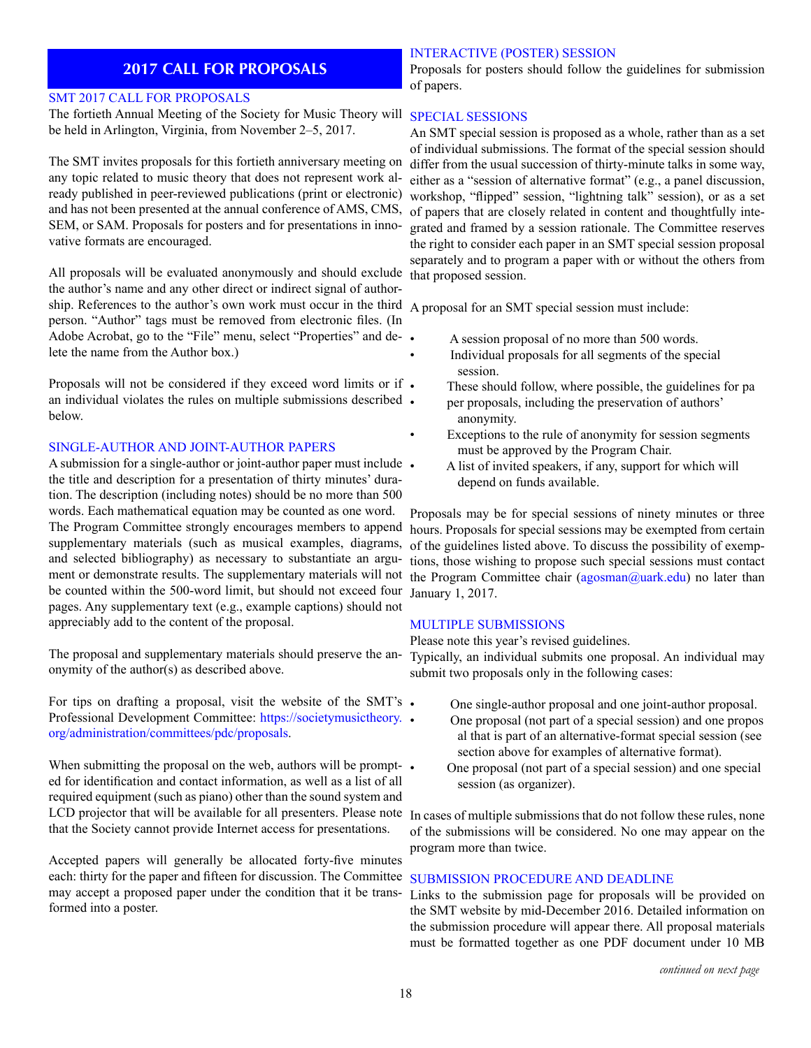# 2017 CALL FOR PROPOSALS

## SMT 2017 CALL FOR PROPOSALS

The fortieth Annual Meeting of the Society for Music Theory will be held in Arlington, Virginia, from November 2–5, 2017.

The SMT invites proposals for this fortieth anniversary meeting on any topic related to music theory that does not represent work already published in peer-reviewed publications (print or electronic) and has not been presented at the annual conference of AMS, CMS, SEM, or SAM. Proposals for posters and for presentations in innovative formats are encouraged.

All proposals will be evaluated anonymously and should exclude the author's name and any other direct or indirect signal of authorship. References to the author's own work must occur in the third person. "Author" tags must be removed from electronic files. (In Adobe Acrobat, go to the "File" menu, select "Properties" and delete the name from the Author box.)

Proposals will not be considered if they exceed word limits or if an individual violates the rules on multiple submissions described below.

## SINGLE-AUTHOR AND JOINT-AUTHOR PAPERS

A submission for a single-author or joint-author paper must include the title and description for a presentation of thirty minutes' duration. The description (including notes) should be no more than 500 words. Each mathematical equation may be counted as one word. The Program Committee strongly encourages members to append supplementary materials (such as musical examples, diagrams, and selected bibliography) as necessary to substantiate an argument or demonstrate results. The supplementary materials will not be counted within the 500-word limit, but should not exceed four pages. Any supplementary text (e.g., example captions) should not appreciably add to the content of the proposal.

The proposal and supplementary materials should preserve the anonymity of the author(s) as described above.

For tips on drafting a proposal, visit the website of the SMT's Professional Development Committee: https://societymusictheory.org/administration/committees/pdc/proposals.

When submitting the proposal on the web, authors will be prompted for identification and contact information, as well as a list of all required equipment (such as piano) other than the sound system and LCD projector that will be available for all presenters. Please note that the Society cannot provide Internet access for presentations.

Accepted papers will generally be allocated forty-five minutes each: thirty for the paper and fifteen for discussion. The Committee may accept a proposed paper under the condition that it be transformed into a poster.

## INTERACTIVE (POSTER) SESSION

Proposals for posters should follow the guidelines for submission of papers.

## SPECIAL SESSIONS

An SMT special session is proposed as a whole, rather than as a set of individual submissions. The format of the special session should differ from the usual succession of thirty-minute talks in some way, either as a "session of alternative format" (e.g., a panel discussion, workshop, "flipped" session, "lightning talk" session), or as a set of papers that are closely related in content and thoughtfully integrated and framed by a session rationale. The Committee reserves the right to consider each paper in an SMT special session proposal separately and to program a paper with or without the others from that proposed session.

A proposal for an SMT special session must include:

- A session proposal of no more than 500 words.
- Individual proposals for all segments of the special session.
- These should follow, where possible, the guidelines for paper proposals, including the preservation of authors' anonymity.
- Exceptions to the rule of anonymity for session segments must be approved by the Program Chair.
- A list of invited speakers, if any, support for which will depend on funds available.

Proposals may be for special sessions of ninety minutes or three hours. Proposals for special sessions may be exempted from certain of the guidelines listed above. To discuss the possibility of exemptions, those wishing to propose such special sessions must contact the Program Committee chair (agosman@uark.edu) no later than January 1, 2017.

## MULTIPLE SUBMISSIONS

Please note this year's revised guidelines.

Typically, an individual submits one proposal. An individual may submit two proposals only in the following cases:

- One single-author proposal and one joint-author proposal.
- One proposal (not part of a special session) and one proposal that is part of an alternative-format special session (see section above for examples of alternative format).
- One proposal (not part of a special session) and one special session (as organizer).

In cases of multiple submissions that do not follow these rules, none of the submissions will be considered. No one may appear on the program more than twice.

## SUBMISSION PROCEDURE AND DEADLINE

Links to the submission page for proposals will be provided on the SMT website by mid-December 2016. Detailed information on the submission procedure will appear there. All proposal materials must be formatted together as one PDF document under 10 MB

*continued on next page*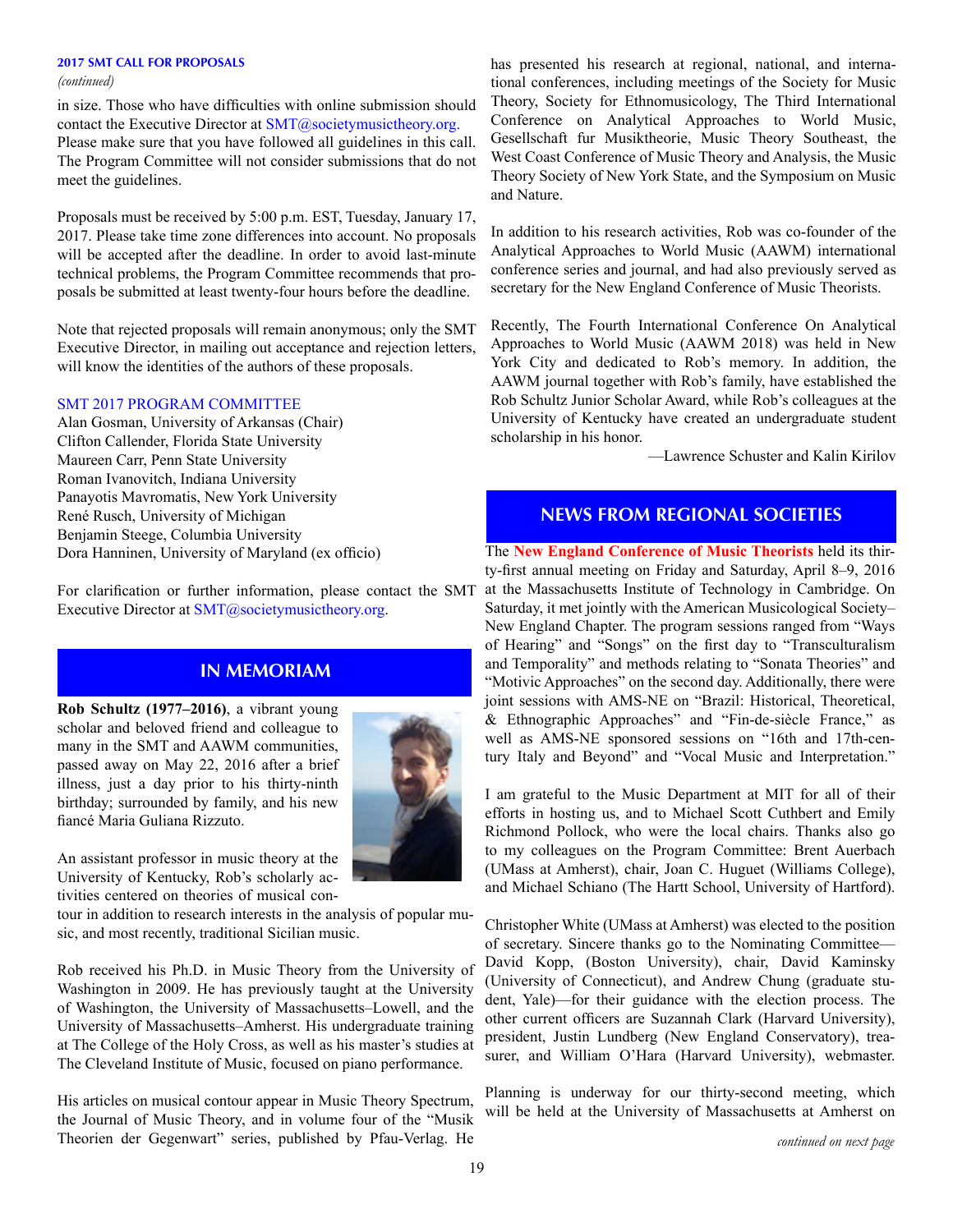### 2017 SMT CALL FOR PROPOSALS

*(continued)*

in size. Those who have difficulties with online submission should contact the Executive Director at SMT@societymusictheory.org. Please make sure that you have followed all guidelines in this call. The Program Committee will not consider submissions that do not meet the guidelines.

Proposals must be received by 5:00 p.m. EST, Tuesday, January 17, 2017. Please take time zone differences into account. No proposals will be accepted after the deadline. In order to avoid last-minute technical problems, the Program Committee recommends that proposals be submitted at least twenty-four hours before the deadline.

Note that rejected proposals will remain anonymous; only the SMT Executive Director, in mailing out acceptance and rejection letters, will know the identities of the authors of these proposals.

SMT 2017 PROGRAM COMMITTEE

Alan Gosman, University of Arkansas (Chair)
Clifton Callender, Florida State University
Maureen Carr, Penn State University
Roman Ivanovitch, Indiana University
Panayotis Mavromatis, New York University
René Rusch, University of Michigan
Benjamin Steege, Columbia University
Dora Hanninen, University of Maryland (ex officio)

For clarification or further information, please contact the SMT Executive Director at SMT@societymusictheory.org.

## IN MEMORIAM

**Rob Schultz (1977–2016)**, a vibrant young scholar and beloved friend and colleague to many in the SMT and AAWM communities, passed away on May 22, 2016 after a brief illness, just a day prior to his thirty-ninth birthday; surrounded by family, and his new fiancé Maria Guliana Rizzuto.

An assistant professor in music theory at the University of Kentucky, Rob's scholarly activities centered on theories of musical contour in addition to research interests in the analysis of popular music, and most recently, traditional Sicilian music.

Rob received his Ph.D. in Music Theory from the University of Washington in 2009. He has previously taught at the University of Washington, the University of Massachusetts–Lowell, and the University of Massachusetts–Amherst. His undergraduate training at The College of the Holy Cross, as well as his master's studies at The Cleveland Institute of Music, focused on piano performance.

His articles on musical contour appear in Music Theory Spectrum, the Journal of Music Theory, and in volume four of the "Musik Theorien der Gegenwart" series, published by Pfau-Verlag. He has presented his research at regional, national, and international conferences, including meetings of the Society for Music Theory, Society for Ethnomusicology, The Third International Conference on Analytical Approaches to World Music, Gesellschaft fur Musiktheorie, Music Theory Southeast, the West Coast Conference of Music Theory and Analysis, the Music Theory Society of New York State, and the Symposium on Music and Nature.

In addition to his research activities, Rob was co-founder of the Analytical Approaches to World Music (AAWM) international conference series and journal, and had also previously served as secretary for the New England Conference of Music Theorists.

Recently, The Fourth International Conference On Analytical Approaches to World Music (AAWM 2018) was held in New York City and dedicated to Rob's memory. In addition, the AAWM journal together with Rob's family, have established the Rob Schultz Junior Scholar Award, while Rob's colleagues at the University of Kentucky have created an undergraduate student scholarship in his honor.

—Lawrence Schuster and Kalin Kirilov

## NEWS FROM REGIONAL SOCIETIES

The **New England Conference of Music Theorists** held its thirty-first annual meeting on Friday and Saturday, April 8–9, 2016 at the Massachusetts Institute of Technology in Cambridge. On Saturday, it met jointly with the American Musicological Society–New England Chapter. The program sessions ranged from "Ways of Hearing" and "Songs" on the first day to "Transculturalism and Temporality" and methods relating to "Sonata Theories" and "Motivic Approaches" on the second day. Additionally, there were joint sessions with AMS-NE on "Brazil: Historical, Theoretical, & Ethnographic Approaches" and "Fin-de-siècle France," as well as AMS-NE sponsored sessions on "16th and 17th-century Italy and Beyond" and "Vocal Music and Interpretation."

I am grateful to the Music Department at MIT for all of their efforts in hosting us, and to Michael Scott Cuthbert and Emily Richmond Pollock, who were the local chairs. Thanks also go to my colleagues on the Program Committee: Brent Auerbach (UMass at Amherst), chair, Joan C. Huguet (Williams College), and Michael Schiano (The Hartt School, University of Hartford).

Christopher White (UMass at Amherst) was elected to the position of secretary. Sincere thanks go to the Nominating Committee—David Kopp, (Boston University), chair, David Kaminsky (University of Connecticut), and Andrew Chung (graduate student, Yale)—for their guidance with the election process. The other current officers are Suzannah Clark (Harvard University), president, Justin Lundberg (New England Conservatory), treasurer, and William O'Hara (Harvard University), webmaster.

Planning is underway for our thirty-second meeting, which will be held at the University of Massachusetts at Amherst on

*continued on next page*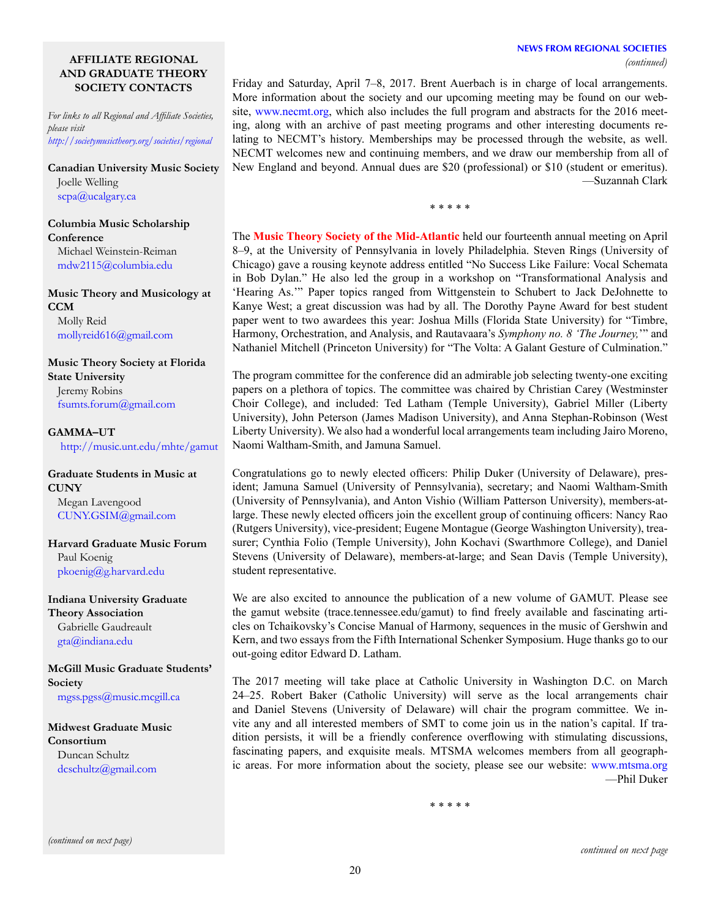## AFFILIATE REGIONAL AND GRADUATE THEORY SOCIETY CONTACTS

*For links to all Regional and Affiliate Societies, please visit http://societymusictheory.org/societies/regional*

**Canadian University Music Society**
Joelle Welling
scpa@ucalgary.ca

**Columbia Music Scholarship Conference**
Michael Weinstein-Reiman
mdw2115@columbia.edu

**Music Theory and Musicology at CCM**
Molly Reid
mollyreid616@gmail.com

**Music Theory Society at Florida State University**
Jeremy Robins
fsumts.forum@gmail.com

**GAMMA–UT**
http://music.unt.edu/mhte/gamut

**Graduate Students in Music at CUNY**
Megan Lavengood
CUNY.GSIM@gmail.com

**Harvard Graduate Music Forum**
Paul Koenig
pkoenig@g.harvard.edu

**Indiana University Graduate Theory Association**
Gabrielle Gaudreault
gta@indiana.edu

**McGill Music Graduate Students' Society**
mgss.pgss@music.mcgill.ca

**Midwest Graduate Music Consortium**
Duncan Schultz
dcschultz@gmail.com

*(continued on next page)*

## NEWS FROM REGIONAL SOCIETIES

*(continued)*

Friday and Saturday, April 7–8, 2017. Brent Auerbach is in charge of local arrangements. More information about the society and our upcoming meeting may be found on our website, www.necmt.org, which also includes the full program and abstracts for the 2016 meeting, along with an archive of past meeting programs and other interesting documents relating to NECMT's history. Memberships may be processed through the website, as well. NECMT welcomes new and continuing members, and we draw our membership from all of New England and beyond. Annual dues are $20 (professional) or $10 (student or emeritus).

—Suzannah Clark

\* \* \* \* \*

The **Music Theory Society of the Mid-Atlantic** held our fourteenth annual meeting on April 8–9, at the University of Pennsylvania in lovely Philadelphia. Steven Rings (University of Chicago) gave a rousing keynote address entitled "No Success Like Failure: Vocal Schemata in Bob Dylan." He also led the group in a workshop on "Transformational Analysis and 'Hearing As.'" Paper topics ranged from Wittgenstein to Schubert to Jack DeJohnette to Kanye West; a great discussion was had by all. The Dorothy Payne Award for best student paper went to two awardees this year: Joshua Mills (Florida State University) for "Timbre, Harmony, Orchestration, and Analysis, and Rautavaara's *Symphony no. 8 'The Journey,'*" and Nathaniel Mitchell (Princeton University) for "The Volta: A Galant Gesture of Culmination."

The program committee for the conference did an admirable job selecting twenty-one exciting papers on a plethora of topics. The committee was chaired by Christian Carey (Westminster Choir College), and included: Ted Latham (Temple University), Gabriel Miller (Liberty University), John Peterson (James Madison University), and Anna Stephan-Robinson (West Liberty University). We also had a wonderful local arrangements team including Jairo Moreno, Naomi Waltham-Smith, and Jamuna Samuel.

Congratulations go to newly elected officers: Philip Duker (University of Delaware), president; Jamuna Samuel (University of Pennsylvania), secretary; and Naomi Waltham-Smith (University of Pennsylvania), and Anton Vishio (William Patterson University), members-at-large. These newly elected officers join the excellent group of continuing officers: Nancy Rao (Rutgers University), vice-president; Eugene Montague (George Washington University), treasurer; Cynthia Folio (Temple University), John Kochavi (Swarthmore College), and Daniel Stevens (University of Delaware), members-at-large; and Sean Davis (Temple University), student representative.

We are also excited to announce the publication of a new volume of GAMUT. Please see the gamut website (trace.tennessee.edu/gamut) to find freely available and fascinating articles on Tchaikovsky's Concise Manual of Harmony, sequences in the music of Gershwin and Kern, and two essays from the Fifth International Schenker Symposium. Huge thanks go to our out-going editor Edward D. Latham.

The 2017 meeting will take place at Catholic University in Washington D.C. on March 24–25. Robert Baker (Catholic University) will serve as the local arrangements chair and Daniel Stevens (University of Delaware) will chair the program committee. We invite any and all interested members of SMT to come join us in the nation's capital. If tradition persists, it will be a friendly conference overflowing with stimulating discussions, fascinating papers, and exquisite meals. MTSMA welcomes members from all geographic areas. For more information about the society, please see our website: www.mtsma.org

—Phil Duker

\* \* \* \* \*

*continued on next page*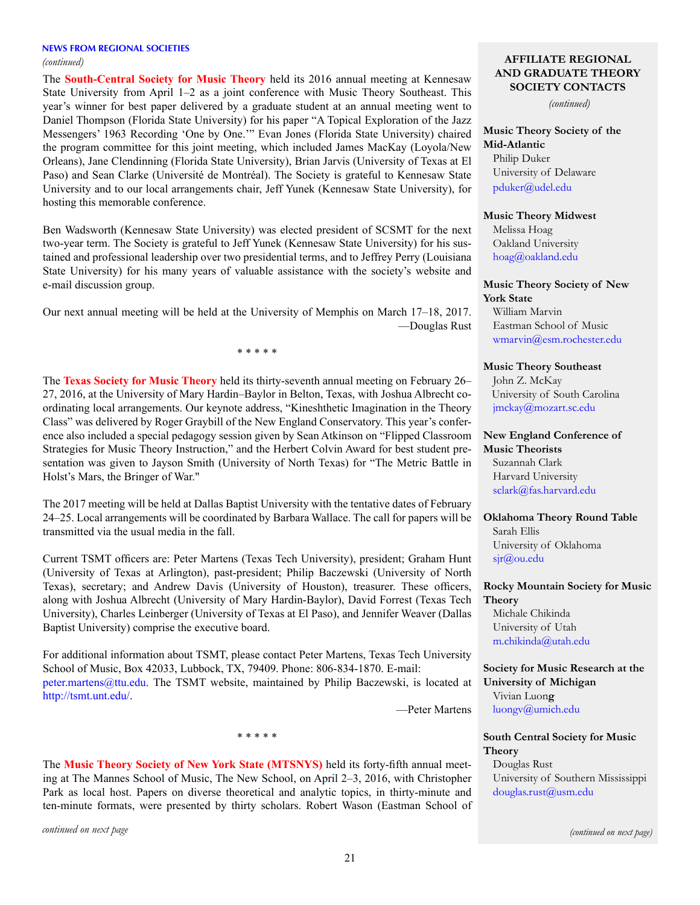**NEWS FROM REGIONAL SOCIETIES**

*(continued)*

The **South-Central Society for Music Theory** held its 2016 annual meeting at Kennesaw State University from April 1–2 as a joint conference with Music Theory Southeast. This year's winner for best paper delivered by a graduate student at an annual meeting went to Daniel Thompson (Florida State University) for his paper "A Topical Exploration of the Jazz Messengers' 1963 Recording 'One by One.'" Evan Jones (Florida State University) chaired the program committee for this joint meeting, which included James MacKay (Loyola/New Orleans), Jane Clendinning (Florida State University), Brian Jarvis (University of Texas at El Paso) and Sean Clarke (Université de Montréal). The Society is grateful to Kennesaw State University and to our local arrangements chair, Jeff Yunek (Kennesaw State University), for hosting this memorable conference.

Ben Wadsworth (Kennesaw State University) was elected president of SCSMT for the next two-year term. The Society is grateful to Jeff Yunek (Kennesaw State University) for his sustained and professional leadership over two presidential terms, and to Jeffrey Perry (Louisiana State University) for his many years of valuable assistance with the society's website and e-mail discussion group.

Our next annual meeting will be held at the University of Memphis on March 17–18, 2017.

—Douglas Rust

\* \* \* \* \*

The **Texas Society for Music Theory** held its thirty-seventh annual meeting on February 26–27, 2016, at the University of Mary Hardin–Baylor in Belton, Texas, with Joshua Albrecht coordinating local arrangements. Our keynote address, "Kineshthetic Imagination in the Theory Class" was delivered by Roger Graybill of the New England Conservatory. This year's conference also included a special pedagogy session given by Sean Atkinson on "Flipped Classroom Strategies for Music Theory Instruction," and the Herbert Colvin Award for best student presentation was given to Jayson Smith (University of North Texas) for "The Metric Battle in Holst's Mars, the Bringer of War."

The 2017 meeting will be held at Dallas Baptist University with the tentative dates of February 24–25. Local arrangements will be coordinated by Barbara Wallace. The call for papers will be transmitted via the usual media in the fall.

Current TSMT officers are: Peter Martens (Texas Tech University), president; Graham Hunt (University of Texas at Arlington), past-president; Philip Baczewski (University of North Texas), secretary; and Andrew Davis (University of Houston), treasurer. These officers, along with Joshua Albrecht (University of Mary Hardin-Baylor), David Forrest (Texas Tech University), Charles Leinberger (University of Texas at El Paso), and Jennifer Weaver (Dallas Baptist University) comprise the executive board.

For additional information about TSMT, please contact Peter Martens, Texas Tech University School of Music, Box 42033, Lubbock, TX, 79409. Phone: 806-834-1870. E-mail: peter.martens@ttu.edu. The TSMT website, maintained by Philip Baczewski, is located at http://tsmt.unt.edu/.

—Peter Martens

\* \* \* \* \*

The **Music Theory Society of New York State (MTSNYS)** held its forty-fifth annual meeting at The Mannes School of Music, The New School, on April 2–3, 2016, with Christopher Park as local host. Papers on diverse theoretical and analytic topics, in thirty-minute and ten-minute formats, were presented by thirty scholars. Robert Wason (Eastman School of

*continued on next page*

**AFFILIATE REGIONAL AND GRADUATE THEORY SOCIETY CONTACTS**

*(continued)*

**Music Theory Society of the Mid-Atlantic**
Philip Duker
University of Delaware
pduker@udel.edu

**Music Theory Midwest**
Melissa Hoag
Oakland University
hoag@oakland.edu

**Music Theory Society of New York State**
William Marvin
Eastman School of Music
wmarvin@esm.rochester.edu

**Music Theory Southeast**
John Z. McKay
University of South Carolina
jmckay@mozart.sc.edu

**New England Conference of Music Theorists**
Suzannah Clark
Harvard University
sclark@fas.harvard.edu

**Oklahoma Theory Round Table**
Sarah Ellis
University of Oklahoma
sjr@ou.edu

**Rocky Mountain Society for Music Theory**
Michale Chikinda
University of Utah
m.chikinda@utah.edu

**Society for Music Research at the University of Michigan**
Vivian Luong
luongv@umich.edu

**South Central Society for Music Theory**
Douglas Rust
University of Southern Mississippi
douglas.rust@usm.edu

*(continued on next page)*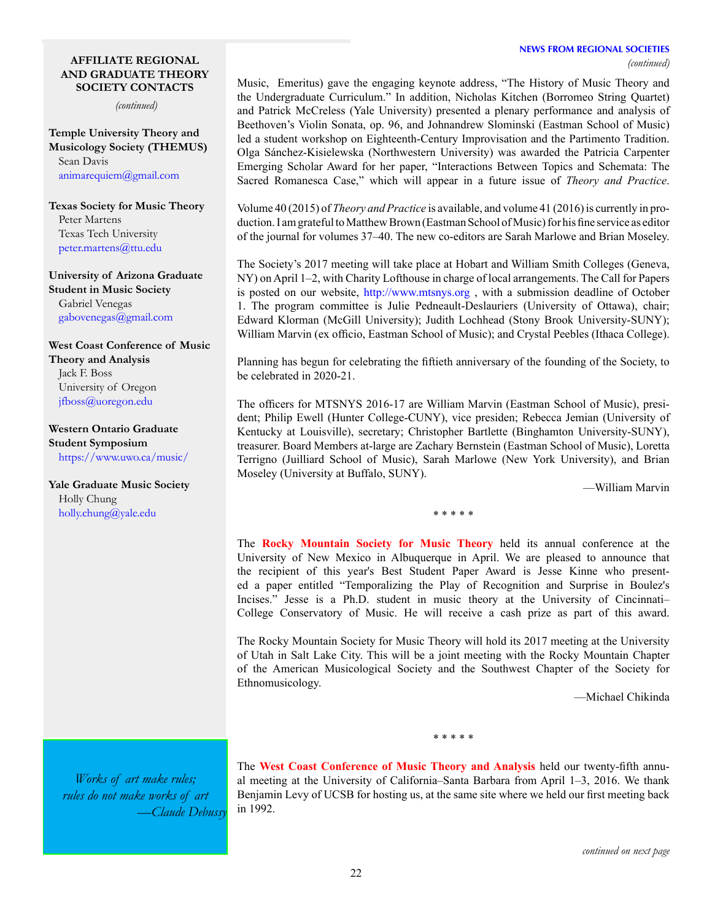## AFFILIATE REGIONAL AND GRADUATE THEORY SOCIETY CONTACTS

*(continued)*

**Temple University Theory and Musicology Society (THEMUS)**
Sean Davis
animarequiem@gmail.com

**Texas Society for Music Theory**
Peter Martens
Texas Tech University
peter.martens@ttu.edu

**University of Arizona Graduate Student in Music Society**
Gabriel Venegas
gabovenegas@gmail.com

**West Coast Conference of Music Theory and Analysis**
Jack F. Boss
University of Oregon
jfboss@uoregon.edu

**Western Ontario Graduate Student Symposium**
https://www.uwo.ca/music/

**Yale Graduate Music Society**
Holly Chung
holly.chung@yale.edu

*Works of art make rules; rules do not make works of art*
*—Claude Debussy*

## NEWS FROM REGIONAL SOCIETIES

*(continued)*

Music, Emeritus) gave the engaging keynote address, "The History of Music Theory and the Undergraduate Curriculum." In addition, Nicholas Kitchen (Borromeo String Quartet) and Patrick McCreless (Yale University) presented a plenary performance and analysis of Beethoven's Violin Sonata, op. 96, and Johnandrew Slominski (Eastman School of Music) led a student workshop on Eighteenth-Century Improvisation and the Partimento Tradition. Olga Sánchez-Kisielewska (Northwestern University) was awarded the Patricia Carpenter Emerging Scholar Award for her paper, "Interactions Between Topics and Schemata: The Sacred Romanesca Case," which will appear in a future issue of *Theory and Practice*.

Volume 40 (2015) of *Theory and Practice* is available, and volume 41 (2016) is currently in production. I am grateful to Matthew Brown (Eastman School of Music) for his fine service as editor of the journal for volumes 37–40. The new co-editors are Sarah Marlowe and Brian Moseley.

The Society's 2017 meeting will take place at Hobart and William Smith Colleges (Geneva, NY) on April 1–2, with Charity Lofthouse in charge of local arrangements. The Call for Papers is posted on our website, http://www.mtsnys.org , with a submission deadline of October 1. The program committee is Julie Pedneault-Deslauriers (University of Ottawa), chair; Edward Klorman (McGill University); Judith Lochhead (Stony Brook University-SUNY); William Marvin (ex officio, Eastman School of Music); and Crystal Peebles (Ithaca College).

Planning has begun for celebrating the fiftieth anniversary of the founding of the Society, to be celebrated in 2020-21.

The officers for MTSNYS 2016-17 are William Marvin (Eastman School of Music), president; Philip Ewell (Hunter College-CUNY), vice presiden; Rebecca Jemian (University of Kentucky at Louisville), secretary; Christopher Bartlette (Binghamton University-SUNY), treasurer. Board Members at-large are Zachary Bernstein (Eastman School of Music), Loretta Terrigno (Juilliard School of Music), Sarah Marlowe (New York University), and Brian Moseley (University at Buffalo, SUNY).

—William Marvin

\* \* \* \* \*

The **Rocky Mountain Society for Music Theory** held its annual conference at the University of New Mexico in Albuquerque in April. We are pleased to announce that the recipient of this year's Best Student Paper Award is Jesse Kinne who presented a paper entitled "Temporalizing the Play of Recognition and Surprise in Boulez's Incises." Jesse is a Ph.D. student in music theory at the University of Cincinnati–College Conservatory of Music. He will receive a cash prize as part of this award.

The Rocky Mountain Society for Music Theory will hold its 2017 meeting at the University of Utah in Salt Lake City. This will be a joint meeting with the Rocky Mountain Chapter of the American Musicological Society and the Southwest Chapter of the Society for Ethnomusicology.

—Michael Chikinda

\* \* \* \* \*

The **West Coast Conference of Music Theory and Analysis** held our twenty-fifth annual meeting at the University of California–Santa Barbara from April 1–3, 2016. We thank Benjamin Levy of UCSB for hosting us, at the same site where we held our first meeting back in 1992.

*continued on next page*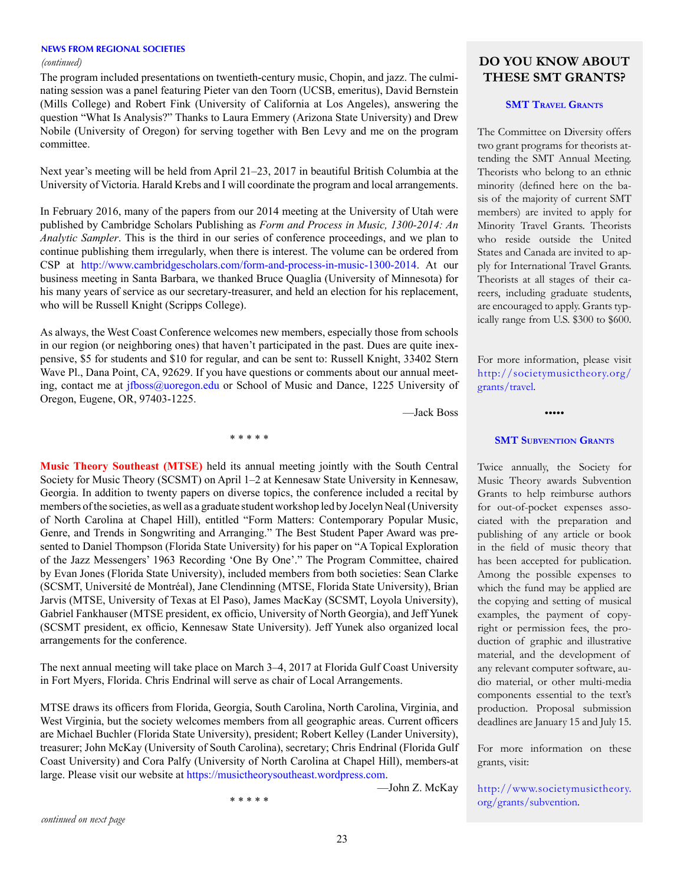### NEWS FROM REGIONAL SOCIETIES

*(continued)*

The program included presentations on twentieth-century music, Chopin, and jazz. The culminating session was a panel featuring Pieter van den Toorn (UCSB, emeritus), David Bernstein (Mills College) and Robert Fink (University of California at Los Angeles), answering the question "What Is Analysis?" Thanks to Laura Emmery (Arizona State University) and Drew Nobile (University of Oregon) for serving together with Ben Levy and me on the program committee.

Next year's meeting will be held from April 21–23, 2017 in beautiful British Columbia at the University of Victoria. Harald Krebs and I will coordinate the program and local arrangements.

In February 2016, many of the papers from our 2014 meeting at the University of Utah were published by Cambridge Scholars Publishing as *Form and Process in Music, 1300-2014: An Analytic Sampler*. This is the third in our series of conference proceedings, and we plan to continue publishing them irregularly, when there is interest. The volume can be ordered from CSP at http://www.cambridgescholars.com/form-and-process-in-music-1300-2014. At our business meeting in Santa Barbara, we thanked Bruce Quaglia (University of Minnesota) for his many years of service as our secretary-treasurer, and held an election for his replacement, who will be Russell Knight (Scripps College).

As always, the West Coast Conference welcomes new members, especially those from schools in our region (or neighboring ones) that haven't participated in the past. Dues are quite inexpensive, $5 for students and $10 for regular, and can be sent to: Russell Knight, 33402 Stern Wave Pl., Dana Point, CA, 92629. If you have questions or comments about our annual meeting, contact me at jfboss@uoregon.edu or School of Music and Dance, 1225 University of Oregon, Eugene, OR, 97403-1225.

—Jack Boss

\* \* \* \* \*

**Music Theory Southeast (MTSE)** held its annual meeting jointly with the South Central Society for Music Theory (SCSMT) on April 1–2 at Kennesaw State University in Kennesaw, Georgia. In addition to twenty papers on diverse topics, the conference included a recital by members of the societies, as well as a graduate student workshop led by Jocelyn Neal (University of North Carolina at Chapel Hill), entitled "Form Matters: Contemporary Popular Music, Genre, and Trends in Songwriting and Arranging." The Best Student Paper Award was presented to Daniel Thompson (Florida State University) for his paper on "A Topical Exploration of the Jazz Messengers' 1963 Recording 'One By One'." The Program Committee, chaired by Evan Jones (Florida State University), included members from both societies: Sean Clarke (SCSMT, Université de Montréal), Jane Clendinning (MTSE, Florida State University), Brian Jarvis (MTSE, University of Texas at El Paso), James MacKay (SCSMT, Loyola University), Gabriel Fankhauser (MTSE president, ex officio, University of North Georgia), and Jeff Yunek (SCSMT president, ex officio, Kennesaw State University). Jeff Yunek also organized local arrangements for the conference.

The next annual meeting will take place on March 3–4, 2017 at Florida Gulf Coast University in Fort Myers, Florida. Chris Endrinal will serve as chair of Local Arrangements.

MTSE draws its officers from Florida, Georgia, South Carolina, North Carolina, Virginia, and West Virginia, but the society welcomes members from all geographic areas. Current officers are Michael Buchler (Florida State University), president; Robert Kelley (Lander University), treasurer; John McKay (University of South Carolina), secretary; Chris Endrinal (Florida Gulf Coast University) and Cora Palfy (University of North Carolina at Chapel Hill), members-at large. Please visit our website at https://musictheorysoutheast.wordpress.com.

—John Z. McKay

\* \* \* \* \*

*continued on next page*

## DO YOU KNOW ABOUT THESE SMT GRANTS?

### SMT Travel Grants

The Committee on Diversity offers two grant programs for theorists attending the SMT Annual Meeting. Theorists who belong to an ethnic minority (defined here on the basis of the majority of current SMT members) are invited to apply for Minority Travel Grants. Theorists who reside outside the United States and Canada are invited to apply for International Travel Grants. Theorists at all stages of their careers, including graduate students, are encouraged to apply. Grants typically range from U.S. $300 to $600.

For more information, please visit http://societymusictheory.org/grants/travel.

•••••

### SMT Subvention Grants

Twice annually, the Society for Music Theory awards Subvention Grants to help reimburse authors for out-of-pocket expenses associated with the preparation and publishing of any article or book in the field of music theory that has been accepted for publication. Among the possible expenses to which the fund may be applied are the copying and setting of musical examples, the payment of copyright or permission fees, the production of graphic and illustrative material, and the development of any relevant computer software, audio material, or other multi-media components essential to the text's production. Proposal submission deadlines are January 15 and July 15.

For more information on these grants, visit:

http://www.societymusictheory.org/grants/subvention.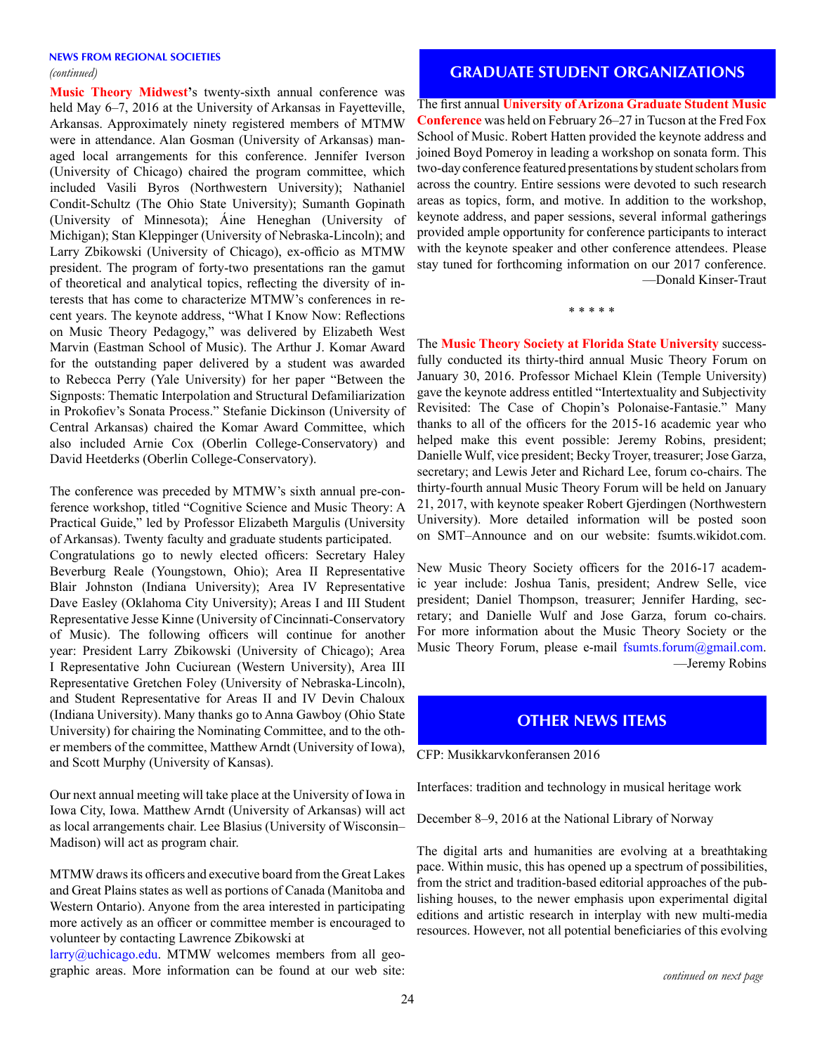**NEWS FROM REGIONAL SOCIETIES**

*(continued)*

**Music Theory Midwest**'s twenty-sixth annual conference was held May 6–7, 2016 at the University of Arkansas in Fayetteville, Arkansas. Approximately ninety registered members of MTMW were in attendance. Alan Gosman (University of Arkansas) managed local arrangements for this conference. Jennifer Iverson (University of Chicago) chaired the program committee, which included Vasili Byros (Northwestern University); Nathaniel Condit-Schultz (The Ohio State University); Sumanth Gopinath (University of Minnesota); Áine Heneghan (University of Michigan); Stan Kleppinger (University of Nebraska-Lincoln); and Larry Zbikowski (University of Chicago), ex-officio as MTMW president. The program of forty-two presentations ran the gamut of theoretical and analytical topics, reflecting the diversity of interests that has come to characterize MTMW's conferences in recent years. The keynote address, "What I Know Now: Reflections on Music Theory Pedagogy," was delivered by Elizabeth West Marvin (Eastman School of Music). The Arthur J. Komar Award for the outstanding paper delivered by a student was awarded to Rebecca Perry (Yale University) for her paper "Between the Signposts: Thematic Interpolation and Structural Defamiliarization in Prokofiev's Sonata Process." Stefanie Dickinson (University of Central Arkansas) chaired the Komar Award Committee, which also included Arnie Cox (Oberlin College-Conservatory) and David Heetderks (Oberlin College-Conservatory).

The conference was preceded by MTMW's sixth annual pre-conference workshop, titled "Cognitive Science and Music Theory: A Practical Guide," led by Professor Elizabeth Margulis (University of Arkansas). Twenty faculty and graduate students participated.
Congratulations go to newly elected officers: Secretary Haley Beverburg Reale (Youngstown, Ohio); Area II Representative Blair Johnston (Indiana University); Area IV Representative Dave Easley (Oklahoma City University); Areas I and III Student Representative Jesse Kinne (University of Cincinnati-Conservatory of Music). The following officers will continue for another year: President Larry Zbikowski (University of Chicago); Area I Representative John Cuciurean (Western University), Area III Representative Gretchen Foley (University of Nebraska-Lincoln), and Student Representative for Areas II and IV Devin Chaloux (Indiana University). Many thanks go to Anna Gawboy (Ohio State University) for chairing the Nominating Committee, and to the other members of the committee, Matthew Arndt (University of Iowa), and Scott Murphy (University of Kansas).

Our next annual meeting will take place at the University of Iowa in Iowa City, Iowa. Matthew Arndt (University of Arkansas) will act as local arrangements chair. Lee Blasius (University of Wisconsin–Madison) will act as program chair.

MTMW draws its officers and executive board from the Great Lakes and Great Plains states as well as portions of Canada (Manitoba and Western Ontario). Anyone from the area interested in participating more actively as an officer or committee member is encouraged to volunteer by contacting Lawrence Zbikowski at
larry@uchicago.edu. MTMW welcomes members from all geographic areas. More information can be found at our web site:

## GRADUATE STUDENT ORGANIZATIONS

The first annual **University of Arizona Graduate Student Music Conference** was held on February 26–27 in Tucson at the Fred Fox School of Music. Robert Hatten provided the keynote address and joined Boyd Pomeroy in leading a workshop on sonata form. This two-day conference featured presentations by student scholars from across the country. Entire sessions were devoted to such research areas as topics, form, and motive. In addition to the workshop, keynote address, and paper sessions, several informal gatherings provided ample opportunity for conference participants to interact with the keynote speaker and other conference attendees. Please stay tuned for forthcoming information on our 2017 conference.
—Donald Kinser-Traut

\* \* \* \* \*

The **Music Theory Society at Florida State University** successfully conducted its thirty-third annual Music Theory Forum on January 30, 2016. Professor Michael Klein (Temple University) gave the keynote address entitled "Intertextuality and Subjectivity Revisited: The Case of Chopin's Polonaise-Fantasie." Many thanks to all of the officers for the 2015-16 academic year who helped make this event possible: Jeremy Robins, president; Danielle Wulf, vice president; Becky Troyer, treasurer; Jose Garza, secretary; and Lewis Jeter and Richard Lee, forum co-chairs. The thirty-fourth annual Music Theory Forum will be held on January 21, 2017, with keynote speaker Robert Gjerdingen (Northwestern University). More detailed information will be posted soon on SMT–Announce and on our website: fsumts.wikidot.com.

New Music Theory Society officers for the 2016-17 academic year include: Joshua Tanis, president; Andrew Selle, vice president; Daniel Thompson, treasurer; Jennifer Harding, secretary; and Danielle Wulf and Jose Garza, forum co-chairs. For more information about the Music Theory Society or the Music Theory Forum, please e-mail fsumts.forum@gmail.com.
—Jeremy Robins

## OTHER NEWS ITEMS

CFP: Musikkarvkonferansen 2016

Interfaces: tradition and technology in musical heritage work

December 8–9, 2016 at the National Library of Norway

The digital arts and humanities are evolving at a breathtaking pace. Within music, this has opened up a spectrum of possibilities, from the strict and tradition-based editorial approaches of the publishing houses, to the newer emphasis upon experimental digital editions and artistic research in interplay with new multi-media resources. However, not all potential beneficiaries of this evolving

*continued on next page*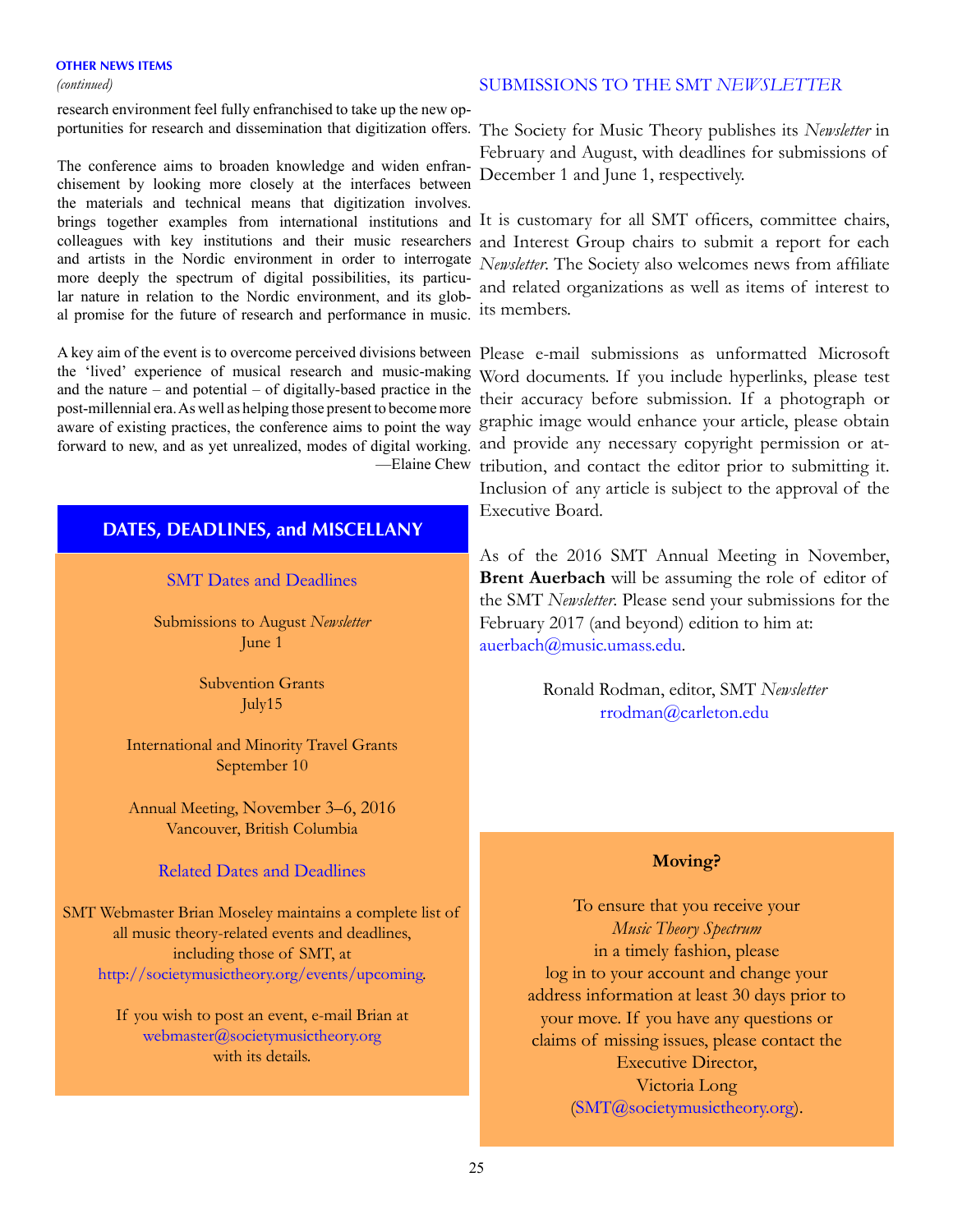**OTHER NEWS ITEMS**
*(continued)*

research environment feel fully enfranchised to take up the new opportunities for research and dissemination that digitization offers.

The conference aims to broaden knowledge and widen enfranchisement by looking more closely at the interfaces between the materials and technical means that digitization involves. brings together examples from international institutions and colleagues with key institutions and their music researchers and artists in the Nordic environment in order to interrogate more deeply the spectrum of digital possibilities, its particular nature in relation to the Nordic environment, and its global promise for the future of research and performance in music.

A key aim of the event is to overcome perceived divisions between the 'lived' experience of musical research and music-making and the nature – and potential – of digitally-based practice in the post-millennial era. As well as helping those present to become more aware of existing practices, the conference aims to point the way forward to new, and as yet unrealized, modes of digital working.

—Elaine Chew

## DATES, DEADLINES, and MISCELLANY

### SMT Dates and Deadlines

Submissions to August *Newsletter*
June 1

Subvention Grants
July15

International and Minority Travel Grants
September 10

Annual Meeting, November 3–6, 2016
Vancouver, British Columbia

### Related Dates and Deadlines

SMT Webmaster Brian Moseley maintains a complete list of all music theory-related events and deadlines, including those of SMT, at http://societymusictheory.org/events/upcoming.

If you wish to post an event, e-mail Brian at webmaster@societymusictheory.org with its details.

## SUBMISSIONS TO THE SMT *NEWSLETTER*

The Society for Music Theory publishes its *Newsletter* in February and August, with deadlines for submissions of December 1 and June 1, respectively.

It is customary for all SMT officers, committee chairs, and Interest Group chairs to submit a report for each *Newsletter*. The Society also welcomes news from affiliate and related organizations as well as items of interest to its members.

Please e-mail submissions as unformatted Microsoft Word documents. If you include hyperlinks, please test their accuracy before submission. If a photograph or graphic image would enhance your article, please obtain and provide any necessary copyright permission or attribution, and contact the editor prior to submitting it. Inclusion of any article is subject to the approval of the Executive Board.

As of the 2016 SMT Annual Meeting in November, **Brent Auerbach** will be assuming the role of editor of the SMT *Newsletter*. Please send your submissions for the February 2017 (and beyond) edition to him at: auerbach@music.umass.edu.

Ronald Rodman, editor, SMT *Newsletter*
rrodman@carleton.edu

**Moving?**

To ensure that you receive your *Music Theory Spectrum* in a timely fashion, please log in to your account and change your address information at least 30 days prior to your move. If you have any questions or claims of missing issues, please contact the Executive Director, Victoria Long (SMT@societymusictheory.org).